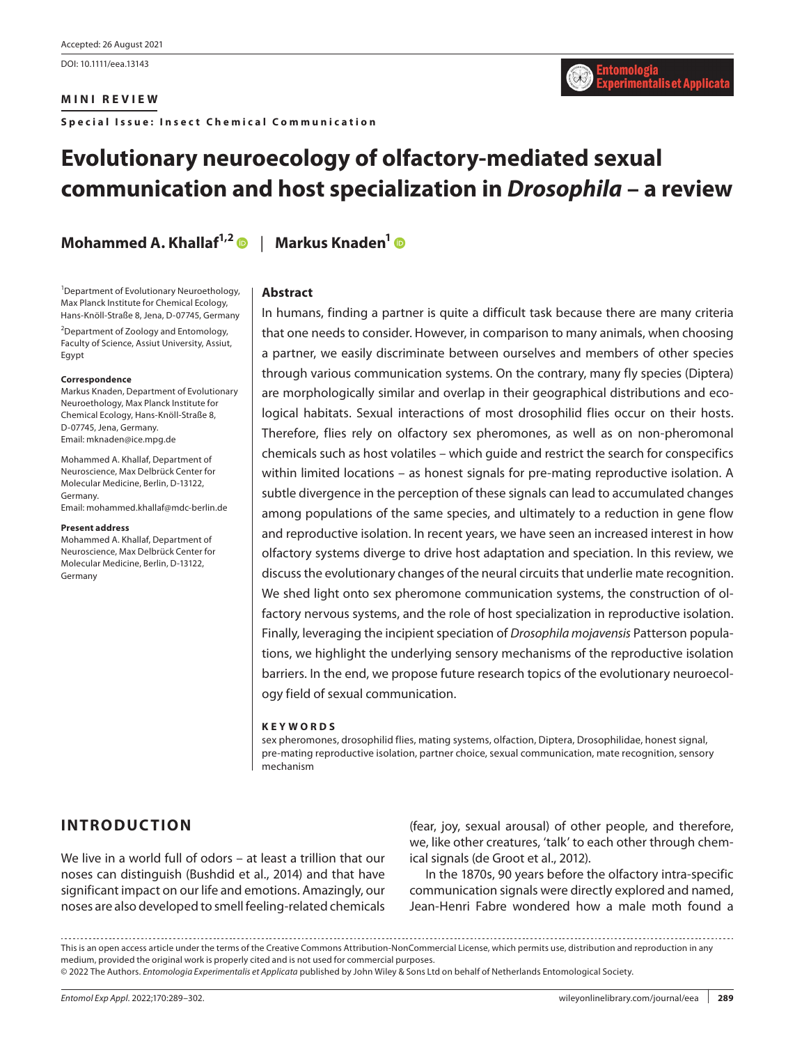Accepted: 26 August 2021

DOI: 10.1111/eea.13143

**MINI REVIEW**

**Special Issue: Insect Chemical Communication**

# Evolutionary neuroecology of olfactory-mediated sexual communication and host specialization in *Drosophila* – a review

**Mohammed A. Khallaf**[1,2] | **Markus Knaden**[1]

[1]Department of Evolutionary Neuroethology, Max Planck Institute for Chemical Ecology, Hans-Knöll-Straße 8, Jena, D-07745, Germany

[2]Department of Zoology and Entomology, Faculty of Science, Assiut University, Assiut, Egypt

**Correspondence**

Markus Knaden, Department of Evolutionary Neuroethology, Max Planck Institute for Chemical Ecology, Hans-Knöll-Straße 8, D-07745, Jena, Germany.
Email: mknaden@ice.mpg.de

Mohammed A. Khallaf, Department of Neuroscience, Max Delbrück Center for Molecular Medicine, Berlin, D-13122, Germany.
Email: mohammed.khallaf@mdc-berlin.de

**Present address**

Mohammed A. Khallaf, Department of Neuroscience, Max Delbrück Center for Molecular Medicine, Berlin, D-13122, Germany

## Abstract

In humans, finding a partner is quite a difficult task because there are many criteria that one needs to consider. However, in comparison to many animals, when choosing a partner, we easily discriminate between ourselves and members of other species through various communication systems. On the contrary, many fly species (Diptera) are morphologically similar and overlap in their geographical distributions and ecological habitats. Sexual interactions of most drosophilid flies occur on their hosts. Therefore, flies rely on olfactory sex pheromones, as well as on non-pheromonal chemicals such as host volatiles – which guide and restrict the search for conspecifics within limited locations – as honest signals for pre-mating reproductive isolation. A subtle divergence in the perception of these signals can lead to accumulated changes among populations of the same species, and ultimately to a reduction in gene flow and reproductive isolation. In recent years, we have seen an increased interest in how olfactory systems diverge to drive host adaptation and speciation. In this review, we discuss the evolutionary changes of the neural circuits that underlie mate recognition. We shed light onto sex pheromone communication systems, the construction of olfactory nervous systems, and the role of host specialization in reproductive isolation. Finally, leveraging the incipient speciation of *Drosophila mojavensis* Patterson populations, we highlight the underlying sensory mechanisms of the reproductive isolation barriers. In the end, we propose future research topics of the evolutionary neuroecology field of sexual communication.

**KEYWORDS**

sex pheromones, drosophilid flies, mating systems, olfaction, Diptera, Drosophilidae, honest signal, pre-mating reproductive isolation, partner choice, sexual communication, mate recognition, sensory mechanism

## INTRODUCTION

We live in a world full of odors – at least a trillion that our noses can distinguish (Bushdid et al., 2014) and that have significant impact on our life and emotions. Amazingly, our noses are also developed to smell feeling-related chemicals (fear, joy, sexual arousal) of other people, and therefore, we, like other creatures, 'talk' to each other through chemical signals (de Groot et al., 2012).

In the 1870s, 90 years before the olfactory intra-specific communication signals were directly explored and named, Jean-Henri Fabre wondered how a male moth found a

This is an open access article under the terms of the Creative Commons Attribution-NonCommercial License, which permits use, distribution and reproduction in any medium, provided the original work is properly cited and is not used for commercial purposes.
© 2022 The Authors. *Entomologia Experimentalis et Applicata* published by John Wiley & Sons Ltd on behalf of Netherlands Entomological Society.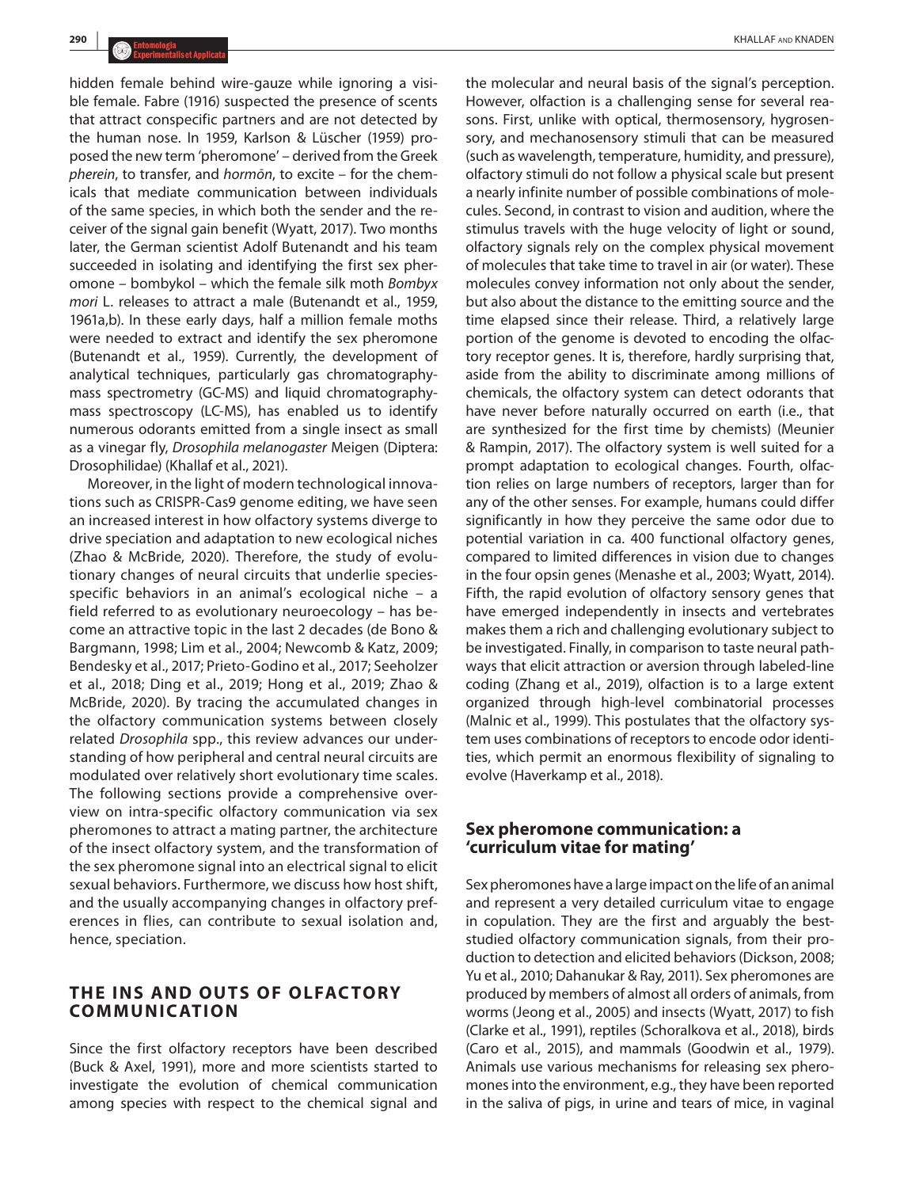hidden female behind wire-gauze while ignoring a visible female. Fabre (1916) suspected the presence of scents that attract conspecific partners and are not detected by the human nose. In 1959, Karlson & Lüscher (1959) proposed the new term 'pheromone' – derived from the Greek *pherein*, to transfer, and *hormōn*, to excite – for the chemicals that mediate communication between individuals of the same species, in which both the sender and the receiver of the signal gain benefit (Wyatt, 2017). Two months later, the German scientist Adolf Butenandt and his team succeeded in isolating and identifying the first sex pheromone – bombykol – which the female silk moth *Bombyx mori* L. releases to attract a male (Butenandt et al., 1959, 1961a,b). In these early days, half a million female moths were needed to extract and identify the sex pheromone (Butenandt et al., 1959). Currently, the development of analytical techniques, particularly gas chromatography-mass spectrometry (GC-MS) and liquid chromatography-mass spectroscopy (LC-MS), has enabled us to identify numerous odorants emitted from a single insect as small as a vinegar fly, *Drosophila melanogaster* Meigen (Diptera: Drosophilidae) (Khallaf et al., 2021).

Moreover, in the light of modern technological innovations such as CRISPR-Cas9 genome editing, we have seen an increased interest in how olfactory systems diverge to drive speciation and adaptation to new ecological niches (Zhao & McBride, 2020). Therefore, the study of evolutionary changes of neural circuits that underlie species-specific behaviors in an animal's ecological niche – a field referred to as evolutionary neuroecology – has become an attractive topic in the last 2 decades (de Bono & Bargmann, 1998; Lim et al., 2004; Newcomb & Katz, 2009; Bendesky et al., 2017; Prieto-Godino et al., 2017; Seeholzer et al., 2018; Ding et al., 2019; Hong et al., 2019; Zhao & McBride, 2020). By tracing the accumulated changes in the olfactory communication systems between closely related *Drosophila* spp., this review advances our understanding of how peripheral and central neural circuits are modulated over relatively short evolutionary time scales. The following sections provide a comprehensive overview on intra-specific olfactory communication via sex pheromones to attract a mating partner, the architecture of the insect olfactory system, and the transformation of the sex pheromone signal into an electrical signal to elicit sexual behaviors. Furthermore, we discuss how host shift, and the usually accompanying changes in olfactory preferences in flies, can contribute to sexual isolation and, hence, speciation.

## THE INS AND OUTS OF OLFACTORY COMMUNICATION

Since the first olfactory receptors have been described (Buck & Axel, 1991), more and more scientists started to investigate the evolution of chemical communication among species with respect to the chemical signal and the molecular and neural basis of the signal's perception. However, olfaction is a challenging sense for several reasons. First, unlike with optical, thermosensory, hygrosensory, and mechanosensory stimuli that can be measured (such as wavelength, temperature, humidity, and pressure), olfactory stimuli do not follow a physical scale but present a nearly infinite number of possible combinations of molecules. Second, in contrast to vision and audition, where the stimulus travels with the huge velocity of light or sound, olfactory signals rely on the complex physical movement of molecules that take time to travel in air (or water). These molecules convey information not only about the sender, but also about the distance to the emitting source and the time elapsed since their release. Third, a relatively large portion of the genome is devoted to encoding the olfactory receptor genes. It is, therefore, hardly surprising that, aside from the ability to discriminate among millions of chemicals, the olfactory system can detect odorants that have never before naturally occurred on earth (i.e., that are synthesized for the first time by chemists) (Meunier & Rampin, 2017). The olfactory system is well suited for a prompt adaptation to ecological changes. Fourth, olfaction relies on large numbers of receptors, larger than for any of the other senses. For example, humans could differ significantly in how they perceive the same odor due to potential variation in ca. 400 functional olfactory genes, compared to limited differences in vision due to changes in the four opsin genes (Menashe et al., 2003; Wyatt, 2014). Fifth, the rapid evolution of olfactory sensory genes that have emerged independently in insects and vertebrates makes them a rich and challenging evolutionary subject to be investigated. Finally, in comparison to taste neural pathways that elicit attraction or aversion through labeled-line coding (Zhang et al., 2019), olfaction is to a large extent organized through high-level combinatorial processes (Malnic et al., 1999). This postulates that the olfactory system uses combinations of receptors to encode odor identities, which permit an enormous flexibility of signaling to evolve (Haverkamp et al., 2018).

### Sex pheromone communication: a 'curriculum vitae for mating'

Sex pheromones have a large impact on the life of an animal and represent a very detailed curriculum vitae to engage in copulation. They are the first and arguably the best-studied olfactory communication signals, from their production to detection and elicited behaviors (Dickson, 2008; Yu et al., 2010; Dahanukar & Ray, 2011). Sex pheromones are produced by members of almost all orders of animals, from worms (Jeong et al., 2005) and insects (Wyatt, 2017) to fish (Clarke et al., 1991), reptiles (Schoralkova et al., 2018), birds (Caro et al., 2015), and mammals (Goodwin et al., 1979). Animals use various mechanisms for releasing sex pheromones into the environment, e.g., they have been reported in the saliva of pigs, in urine and tears of mice, in vaginal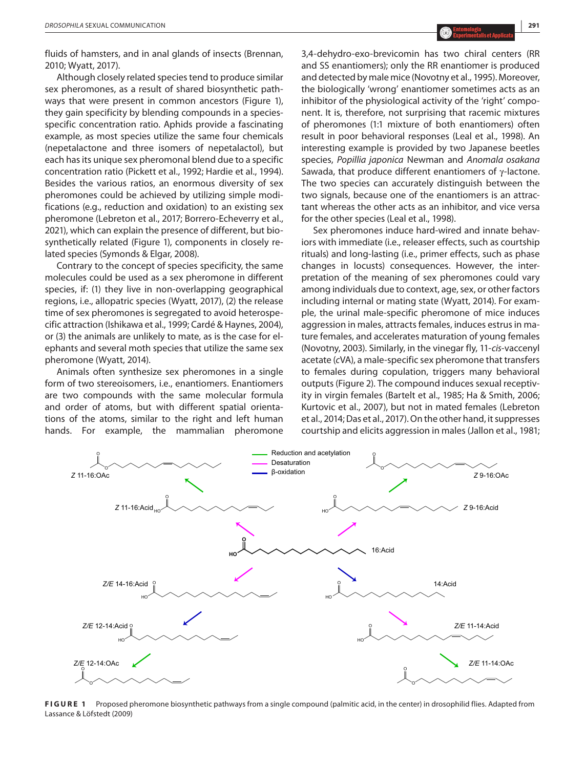fluids of hamsters, and in anal glands of insects (Brennan, 2010; Wyatt, 2017).

Although closely related species tend to produce similar sex pheromones, as a result of shared biosynthetic pathways that were present in common ancestors (Figure 1), they gain specificity by blending compounds in a species-specific concentration ratio. Aphids provide a fascinating example, as most species utilize the same four chemicals (nepetalactone and three isomers of nepetalactol), but each has its unique sex pheromonal blend due to a specific concentration ratio (Pickett et al., 1992; Hardie et al., 1994). Besides the various ratios, an enormous diversity of sex pheromones could be achieved by utilizing simple modifications (e.g., reduction and oxidation) to an existing sex pheromone (Lebreton et al., 2017; Borrero-Echeverry et al., 2021), which can explain the presence of different, but biosynthetically related (Figure 1), components in closely related species (Symonds & Elgar, 2008).

Contrary to the concept of species specificity, the same molecules could be used as a sex pheromone in different species, if: (1) they live in non-overlapping geographical regions, i.e., allopatric species (Wyatt, 2017), (2) the release time of sex pheromones is segregated to avoid heterospecific attraction (Ishikawa et al., 1999; Cardé & Haynes, 2004), or (3) the animals are unlikely to mate, as is the case for elephants and several moth species that utilize the same sex pheromone (Wyatt, 2014).

Animals often synthesize sex pheromones in a single form of two stereoisomers, i.e., enantiomers. Enantiomers are two compounds with the same molecular formula and order of atoms, but with different spatial orientations of the atoms, similar to the right and left human hands. For example, the mammalian pheromone 3,4-dehydro-exo-brevicomin has two chiral centers (RR and SS enantiomers); only the RR enantiomer is produced and detected by male mice (Novotny et al., 1995). Moreover, the biologically 'wrong' enantiomer sometimes acts as an inhibitor of the physiological activity of the 'right' component. It is, therefore, not surprising that racemic mixtures of pheromones (1:1 mixture of both enantiomers) often result in poor behavioral responses (Leal et al., 1998). An interesting example is provided by two Japanese beetles species, *Popillia japonica* Newman and *Anomala osakana* Sawada, that produce different enantiomers of γ-lactone. The two species can accurately distinguish between the two signals, because one of the enantiomers is an attractant whereas the other acts as an inhibitor, and vice versa for the other species (Leal et al., 1998).

Sex pheromones induce hard-wired and innate behaviors with immediate (i.e., releaser effects, such as courtship rituals) and long-lasting (i.e., primer effects, such as phase changes in locusts) consequences. However, the interpretation of the meaning of sex pheromones could vary among individuals due to context, age, sex, or other factors including internal or mating state (Wyatt, 2014). For example, the urinal male-specific pheromone of mice induces aggression in males, attracts females, induces estrus in mature females, and accelerates maturation of young females (Novotny, 2003). Similarly, in the vinegar fly, 11-*cis*-vaccenyl acetate (*c*VA), a male-specific sex pheromone that transfers to females during copulation, triggers many behavioral outputs (Figure 2). The compound induces sexual receptivity in virgin females (Bartelt et al., 1985; Ha & Smith, 2006; Kurtovic et al., 2007), but not in mated females (Lebreton et al., 2014; Das et al., 2017). On the other hand, it suppresses courtship and elicits aggression in males (Jallon et al., 1981;

**FIGURE 1** Proposed pheromone biosynthetic pathways from a single compound (palmitic acid, in the center) in drosophilid flies. Adapted from Lassance & Löfstedt (2009)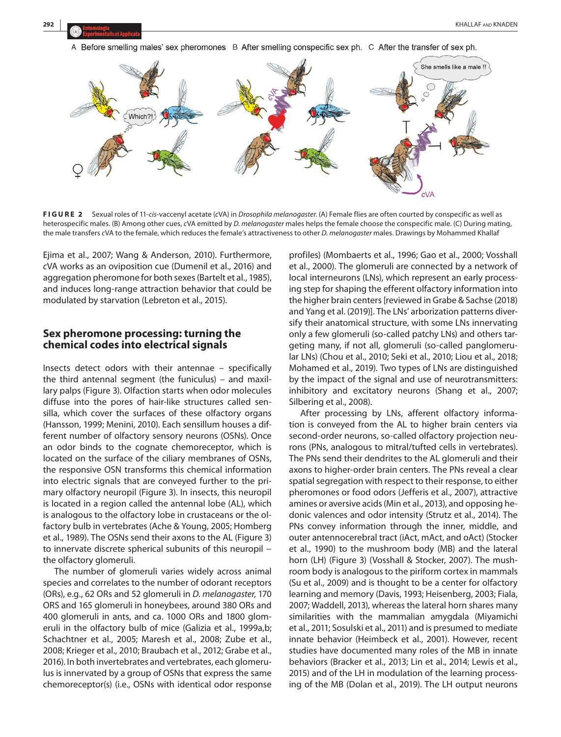**FIGURE 2** Sexual roles of 11-*cis*-vaccenyl acetate (*c*VA) in *Drosophila melanogaster*. (A) Female flies are often courted by conspecific as well as heterospecific males. (B) Among other cues, *c*VA emitted by *D. melanogaster* males helps the female choose the conspecific male. (C) During mating, the male transfers *c*VA to the female, which reduces the female's attractiveness to other *D. melanogaster* males. Drawings by Mohammed Khallaf

Ejima et al., 2007; Wang & Anderson, 2010). Furthermore, *c*VA works as an oviposition cue (Dumenil et al., 2016) and aggregation pheromone for both sexes (Bartelt et al., 1985), and induces long-range attraction behavior that could be modulated by starvation (Lebreton et al., 2015).

## Sex pheromone processing: turning the chemical codes into electrical signals

Insects detect odors with their antennae – specifically the third antennal segment (the funiculus) – and maxillary palps (Figure 3). Olfaction starts when odor molecules diffuse into the pores of hair-like structures called sensilla, which cover the surfaces of these olfactory organs (Hansson, 1999; Menini, 2010). Each sensillum houses a different number of olfactory sensory neurons (OSNs). Once an odor binds to the cognate chemoreceptor, which is located on the surface of the ciliary membranes of OSNs, the responsive OSN transforms this chemical information into electric signals that are conveyed further to the primary olfactory neuropil (Figure 3). In insects, this neuropil is located in a region called the antennal lobe (AL), which is analogous to the olfactory lobe in crustaceans or the olfactory bulb in vertebrates (Ache & Young, 2005; Homberg et al., 1989). The OSNs send their axons to the AL (Figure 3) to innervate discrete spherical subunits of this neuropil – the olfactory glomeruli.

The number of glomeruli varies widely across animal species and correlates to the number of odorant receptors (ORs), e.g., 62 ORs and 52 glomeruli in *D. melanogaster*, 170 ORS and 165 glomeruli in honeybees, around 380 ORs and 400 glomeruli in ants, and ca. 1000 ORs and 1800 glomeruli in the olfactory bulb of mice (Galizia et al., 1999a,b; Schachtner et al., 2005; Maresh et al., 2008; Zube et al., 2008; Krieger et al., 2010; Braubach et al., 2012; Grabe et al., 2016). In both invertebrates and vertebrates, each glomerulus is innervated by a group of OSNs that express the same chemoreceptor(s) (i.e., OSNs with identical odor response profiles) (Mombaerts et al., 1996; Gao et al., 2000; Vosshall et al., 2000). The glomeruli are connected by a network of local interneurons (LNs), which represent an early processing step for shaping the efferent olfactory information into the higher brain centers [reviewed in Grabe & Sachse (2018) and Yang et al. (2019)]. The LNs' arborization patterns diversify their anatomical structure, with some LNs innervating only a few glomeruli (so-called patchy LNs) and others targeting many, if not all, glomeruli (so-called panglomerular LNs) (Chou et al., 2010; Seki et al., 2010; Liou et al., 2018; Mohamed et al., 2019). Two types of LNs are distinguished by the impact of the signal and use of neurotransmitters: inhibitory and excitatory neurons (Shang et al., 2007; Silbering et al., 2008).

After processing by LNs, afferent olfactory information is conveyed from the AL to higher brain centers via second-order neurons, so-called olfactory projection neurons (PNs, analogous to mitral/tufted cells in vertebrates). The PNs send their dendrites to the AL glomeruli and their axons to higher-order brain centers. The PNs reveal a clear spatial segregation with respect to their response, to either pheromones or food odors (Jefferis et al., 2007), attractive amines or aversive acids (Min et al., 2013), and opposing hedonic valences and odor intensity (Strutz et al., 2014). The PNs convey information through the inner, middle, and outer antennocerebral tract (iAct, mAct, and oAct) (Stocker et al., 1990) to the mushroom body (MB) and the lateral horn (LH) (Figure 3) (Vosshall & Stocker, 2007). The mushroom body is analogous to the piriform cortex in mammals (Su et al., 2009) and is thought to be a center for olfactory learning and memory (Davis, 1993; Heisenberg, 2003; Fiala, 2007; Waddell, 2013), whereas the lateral horn shares many similarities with the mammalian amygdala (Miyamichi et al., 2011; Sosulski et al., 2011) and is presumed to mediate innate behavior (Heimbeck et al., 2001). However, recent studies have documented many roles of the MB in innate behaviors (Bracker et al., 2013; Lin et al., 2014; Lewis et al., 2015) and of the LH in modulation of the learning processing of the MB (Dolan et al., 2019). The LH output neurons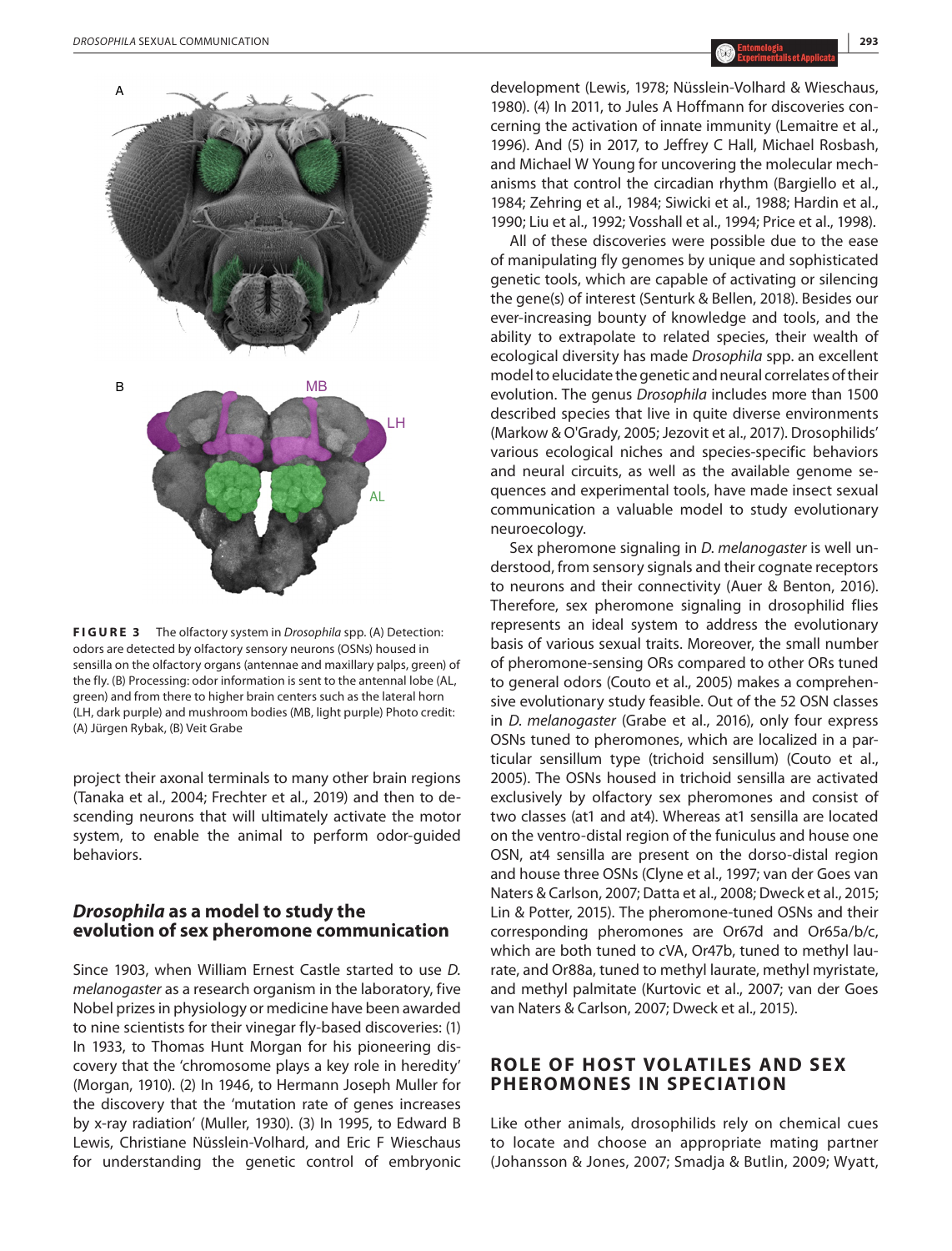**FIGURE 3** The olfactory system in *Drosophila* spp. (A) Detection: odors are detected by olfactory sensory neurons (OSNs) housed in sensilla on the olfactory organs (antennae and maxillary palps, green) of the fly. (B) Processing: odor information is sent to the antennal lobe (AL, green) and from there to higher brain centers such as the lateral horn (LH, dark purple) and mushroom bodies (MB, light purple) Photo credit: (A) Jürgen Rybak, (B) Veit Grabe

project their axonal terminals to many other brain regions (Tanaka et al., 2004; Frechter et al., 2019) and then to descending neurons that will ultimately activate the motor system, to enable the animal to perform odor-guided behaviors.

## *Drosophila* as a model to study the evolution of sex pheromone communication

Since 1903, when William Ernest Castle started to use *D. melanogaster* as a research organism in the laboratory, five Nobel prizes in physiology or medicine have been awarded to nine scientists for their vinegar fly-based discoveries: (1) In 1933, to Thomas Hunt Morgan for his pioneering discovery that the 'chromosome plays a key role in heredity' (Morgan, 1910). (2) In 1946, to Hermann Joseph Muller for the discovery that the 'mutation rate of genes increases by x-ray radiation' (Muller, 1930). (3) In 1995, to Edward B Lewis, Christiane Nüsslein-Volhard, and Eric F Wieschaus for understanding the genetic control of embryonic development (Lewis, 1978; Nüsslein-Volhard & Wieschaus, 1980). (4) In 2011, to Jules A Hoffmann for discoveries concerning the activation of innate immunity (Lemaitre et al., 1996). And (5) in 2017, to Jeffrey C Hall, Michael Rosbash, and Michael W Young for uncovering the molecular mechanisms that control the circadian rhythm (Bargiello et al., 1984; Zehring et al., 1984; Siwicki et al., 1988; Hardin et al., 1990; Liu et al., 1992; Vosshall et al., 1994; Price et al., 1998).

All of these discoveries were possible due to the ease of manipulating fly genomes by unique and sophisticated genetic tools, which are capable of activating or silencing the gene(s) of interest (Senturk & Bellen, 2018). Besides our ever-increasing bounty of knowledge and tools, and the ability to extrapolate to related species, their wealth of ecological diversity has made *Drosophila* spp. an excellent model to elucidate the genetic and neural correlates of their evolution. The genus *Drosophila* includes more than 1500 described species that live in quite diverse environments (Markow & O'Grady, 2005; Jezovit et al., 2017). Drosophilids' various ecological niches and species-specific behaviors and neural circuits, as well as the available genome sequences and experimental tools, have made insect sexual communication a valuable model to study evolutionary neuroecology.

Sex pheromone signaling in *D. melanogaster* is well understood, from sensory signals and their cognate receptors to neurons and their connectivity (Auer & Benton, 2016). Therefore, sex pheromone signaling in drosophilid flies represents an ideal system to address the evolutionary basis of various sexual traits. Moreover, the small number of pheromone-sensing ORs compared to other ORs tuned to general odors (Couto et al., 2005) makes a comprehensive evolutionary study feasible. Out of the 52 OSN classes in *D. melanogaster* (Grabe et al., 2016), only four express OSNs tuned to pheromones, which are localized in a particular sensillum type (trichoid sensillum) (Couto et al., 2005). The OSNs housed in trichoid sensilla are activated exclusively by olfactory sex pheromones and consist of two classes (at1 and at4). Whereas at1 sensilla are located on the ventro-distal region of the funiculus and house one OSN, at4 sensilla are present on the dorso-distal region and house three OSNs (Clyne et al., 1997; van der Goes van Naters & Carlson, 2007; Datta et al., 2008; Dweck et al., 2015; Lin & Potter, 2015). The pheromone-tuned OSNs and their corresponding pheromones are Or67d and Or65a/b/c, which are both tuned to *c*VA, Or47b, tuned to methyl laurate, and Or88a, tuned to methyl laurate, methyl myristate, and methyl palmitate (Kurtovic et al., 2007; van der Goes van Naters & Carlson, 2007; Dweck et al., 2015).

## ROLE OF HOST VOLATILES AND SEX PHEROMONES IN SPECIATION

Like other animals, drosophilids rely on chemical cues to locate and choose an appropriate mating partner (Johansson & Jones, 2007; Smadja & Butlin, 2009; Wyatt,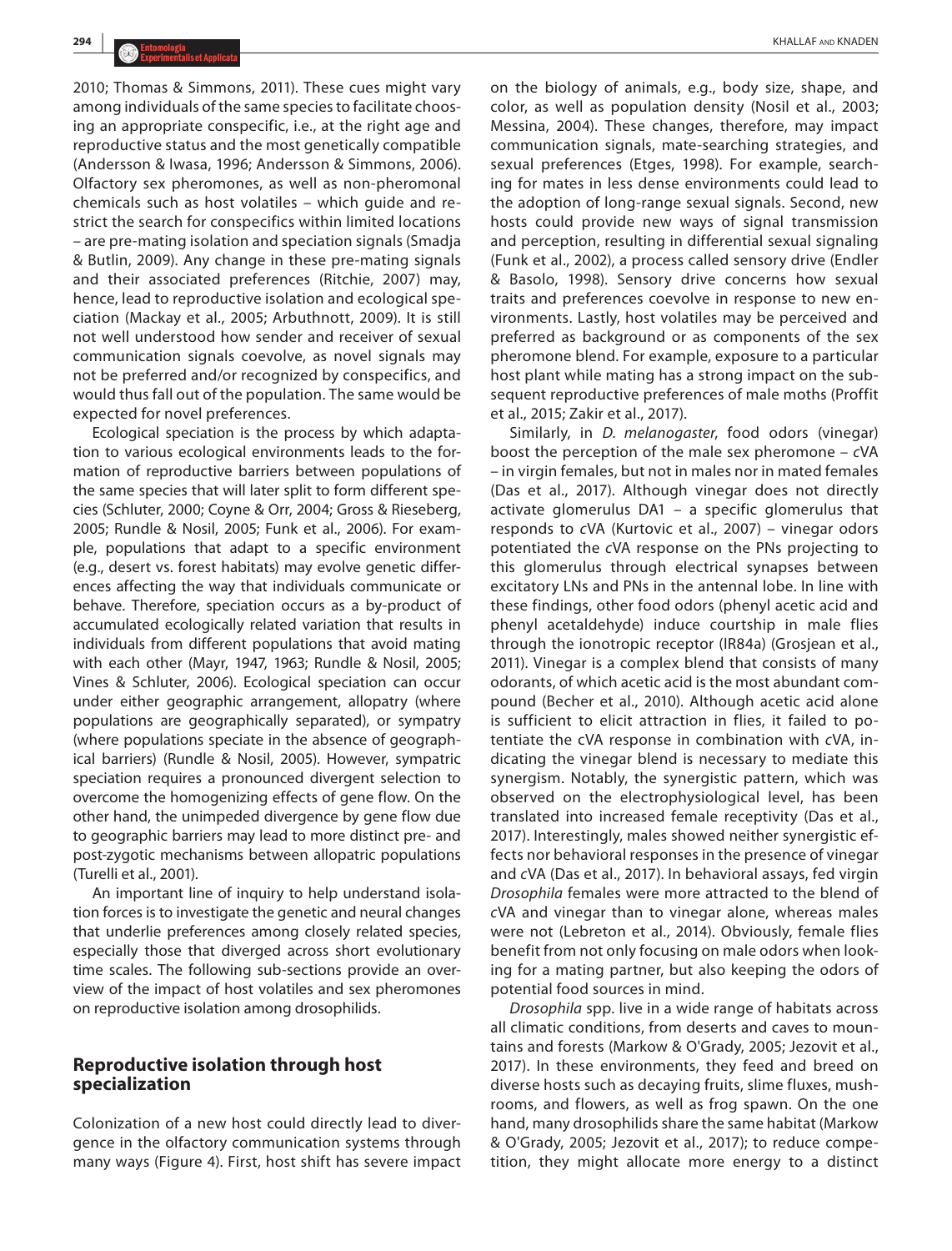2010; Thomas & Simmons, 2011). These cues might vary among individuals of the same species to facilitate choosing an appropriate conspecific, i.e., at the right age and reproductive status and the most genetically compatible (Andersson & Iwasa, 1996; Andersson & Simmons, 2006). Olfactory sex pheromones, as well as non-pheromonal chemicals such as host volatiles – which guide and restrict the search for conspecifics within limited locations – are pre-mating isolation and speciation signals (Smadja & Butlin, 2009). Any change in these pre-mating signals and their associated preferences (Ritchie, 2007) may, hence, lead to reproductive isolation and ecological speciation (Mackay et al., 2005; Arbuthnott, 2009). It is still not well understood how sender and receiver of sexual communication signals coevolve, as novel signals may not be preferred and/or recognized by conspecifics, and would thus fall out of the population. The same would be expected for novel preferences.

Ecological speciation is the process by which adaptation to various ecological environments leads to the formation of reproductive barriers between populations of the same species that will later split to form different species (Schluter, 2000; Coyne & Orr, 2004; Gross & Rieseberg, 2005; Rundle & Nosil, 2005; Funk et al., 2006). For example, populations that adapt to a specific environment (e.g., desert vs. forest habitats) may evolve genetic differences affecting the way that individuals communicate or behave. Therefore, speciation occurs as a by-product of accumulated ecologically related variation that results in individuals from different populations that avoid mating with each other (Mayr, 1947, 1963; Rundle & Nosil, 2005; Vines & Schluter, 2006). Ecological speciation can occur under either geographic arrangement, allopatry (where populations are geographically separated), or sympatry (where populations speciate in the absence of geographical barriers) (Rundle & Nosil, 2005). However, sympatric speciation requires a pronounced divergent selection to overcome the homogenizing effects of gene flow. On the other hand, the unimpeded divergence by gene flow due to geographic barriers may lead to more distinct pre- and post-zygotic mechanisms between allopatric populations (Turelli et al., 2001).

An important line of inquiry to help understand isolation forces is to investigate the genetic and neural changes that underlie preferences among closely related species, especially those that diverged across short evolutionary time scales. The following sub-sections provide an overview of the impact of host volatiles and sex pheromones on reproductive isolation among drosophilids.

## Reproductive isolation through host specialization

Colonization of a new host could directly lead to divergence in the olfactory communication systems through many ways (Figure 4). First, host shift has severe impact on the biology of animals, e.g., body size, shape, and color, as well as population density (Nosil et al., 2003; Messina, 2004). These changes, therefore, may impact communication signals, mate-searching strategies, and sexual preferences (Etges, 1998). For example, searching for mates in less dense environments could lead to the adoption of long-range sexual signals. Second, new hosts could provide new ways of signal transmission and perception, resulting in differential sexual signaling (Funk et al., 2002), a process called sensory drive (Endler & Basolo, 1998). Sensory drive concerns how sexual traits and preferences coevolve in response to new environments. Lastly, host volatiles may be perceived and preferred as background or as components of the sex pheromone blend. For example, exposure to a particular host plant while mating has a strong impact on the subsequent reproductive preferences of male moths (Proffit et al., 2015; Zakir et al., 2017).

Similarly, in *D. melanogaster*, food odors (vinegar) boost the perception of the male sex pheromone – *c*VA – in virgin females, but not in males nor in mated females (Das et al., 2017). Although vinegar does not directly activate glomerulus DA1 – a specific glomerulus that responds to *c*VA (Kurtovic et al., 2007) – vinegar odors potentiated the *c*VA response on the PNs projecting to this glomerulus through electrical synapses between excitatory LNs and PNs in the antennal lobe. In line with these findings, other food odors (phenyl acetic acid and phenyl acetaldehyde) induce courtship in male flies through the ionotropic receptor (IR84a) (Grosjean et al., 2011). Vinegar is a complex blend that consists of many odorants, of which acetic acid is the most abundant compound (Becher et al., 2010). Although acetic acid alone is sufficient to elicit attraction in flies, it failed to potentiate the cVA response in combination with *c*VA, indicating the vinegar blend is necessary to mediate this synergism. Notably, the synergistic pattern, which was observed on the electrophysiological level, has been translated into increased female receptivity (Das et al., 2017). Interestingly, males showed neither synergistic effects nor behavioral responses in the presence of vinegar and *c*VA (Das et al., 2017). In behavioral assays, fed virgin *Drosophila* females were more attracted to the blend of *c*VA and vinegar than to vinegar alone, whereas males were not (Lebreton et al., 2014). Obviously, female flies benefit from not only focusing on male odors when looking for a mating partner, but also keeping the odors of potential food sources in mind.

*Drosophila* spp. live in a wide range of habitats across all climatic conditions, from deserts and caves to mountains and forests (Markow & O'Grady, 2005; Jezovit et al., 2017). In these environments, they feed and breed on diverse hosts such as decaying fruits, slime fluxes, mushrooms, and flowers, as well as frog spawn. On the one hand, many drosophilids share the same habitat (Markow & O'Grady, 2005; Jezovit et al., 2017); to reduce competition, they might allocate more energy to a distinct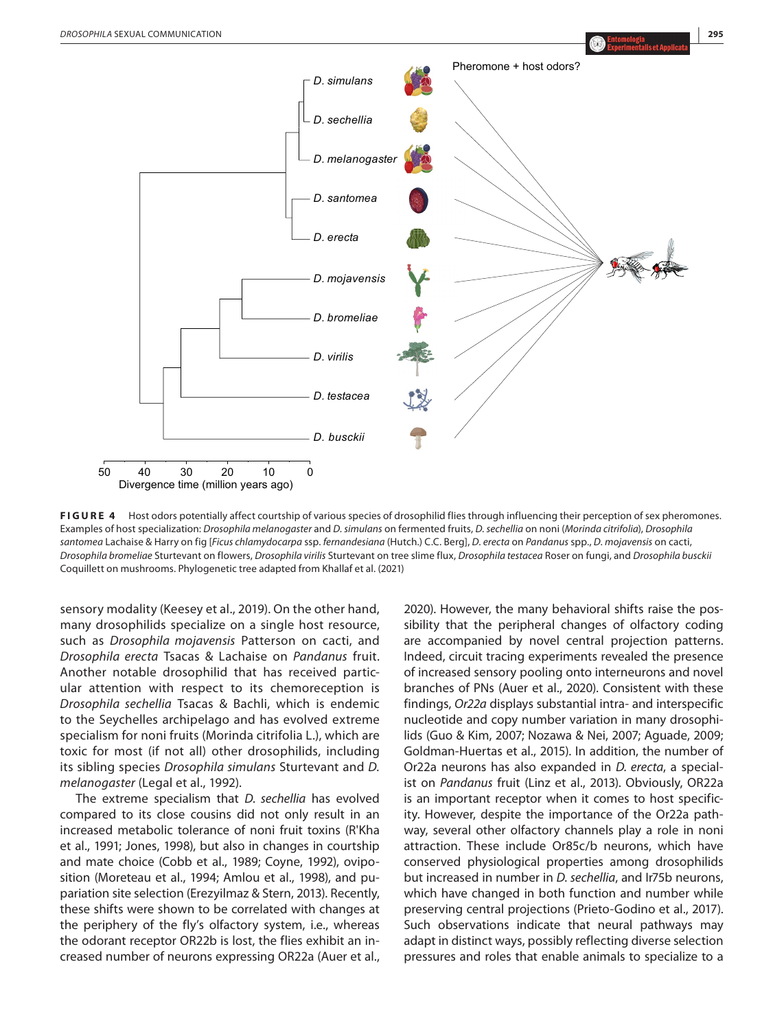**FIGURE 4** Host odors potentially affect courtship of various species of drosophilid flies through influencing their perception of sex pheromones. Examples of host specialization: *Drosophila melanogaster* and *D. simulans* on fermented fruits, *D. sechellia* on noni (*Morinda citrifolia*), *Drosophila santomea* Lachaise & Harry on fig [*Ficus chlamydocarpa* ssp. *fernandesiana* (Hutch.) C.C. Berg], *D. erecta* on *Pandanus* spp., *D. mojavensis* on cacti, *Drosophila bromeliae* Sturtevant on flowers, *Drosophila virilis* Sturtevant on tree slime flux, *Drosophila testacea* Roser on fungi, and *Drosophila busckii* Coquillett on mushrooms. Phylogenetic tree adapted from Khallaf et al. (2021)

sensory modality (Keesey et al., 2019). On the other hand, many drosophilids specialize on a single host resource, such as *Drosophila mojavensis* Patterson on cacti, and *Drosophila erecta* Tsacas & Lachaise on *Pandanus* fruit. Another notable drosophilid that has received particular attention with respect to its chemoreception is *Drosophila sechellia* Tsacas & Bachli, which is endemic to the Seychelles archipelago and has evolved extreme specialism for noni fruits (Morinda citrifolia L.), which are toxic for most (if not all) other drosophilids, including its sibling species *Drosophila simulans* Sturtevant and *D. melanogaster* (Legal et al., 1992).

The extreme specialism that *D. sechellia* has evolved compared to its close cousins did not only result in an increased metabolic tolerance of noni fruit toxins (R'Kha et al., 1991; Jones, 1998), but also in changes in courtship and mate choice (Cobb et al., 1989; Coyne, 1992), oviposition (Moreteau et al., 1994; Amlou et al., 1998), and pupariation site selection (Erezyilmaz & Stern, 2013). Recently, these shifts were shown to be correlated with changes at the periphery of the fly's olfactory system, i.e., whereas the odorant receptor OR22b is lost, the flies exhibit an increased number of neurons expressing OR22a (Auer et al., 2020). However, the many behavioral shifts raise the possibility that the peripheral changes of olfactory coding are accompanied by novel central projection patterns. Indeed, circuit tracing experiments revealed the presence of increased sensory pooling onto interneurons and novel branches of PNs (Auer et al., 2020). Consistent with these findings, *Or22a* displays substantial intra- and interspecific nucleotide and copy number variation in many drosophilids (Guo & Kim, 2007; Nozawa & Nei, 2007; Aguade, 2009; Goldman-Huertas et al., 2015). In addition, the number of Or22a neurons has also expanded in *D. erecta*, a specialist on *Pandanus* fruit (Linz et al., 2013). Obviously, OR22a is an important receptor when it comes to host specificity. However, despite the importance of the Or22a pathway, several other olfactory channels play a role in noni attraction. These include Or85c/b neurons, which have conserved physiological properties among drosophilids but increased in number in *D. sechellia*, and Ir75b neurons, which have changed in both function and number while preserving central projections (Prieto-Godino et al., 2017). Such observations indicate that neural pathways may adapt in distinct ways, possibly reflecting diverse selection pressures and roles that enable animals to specialize to a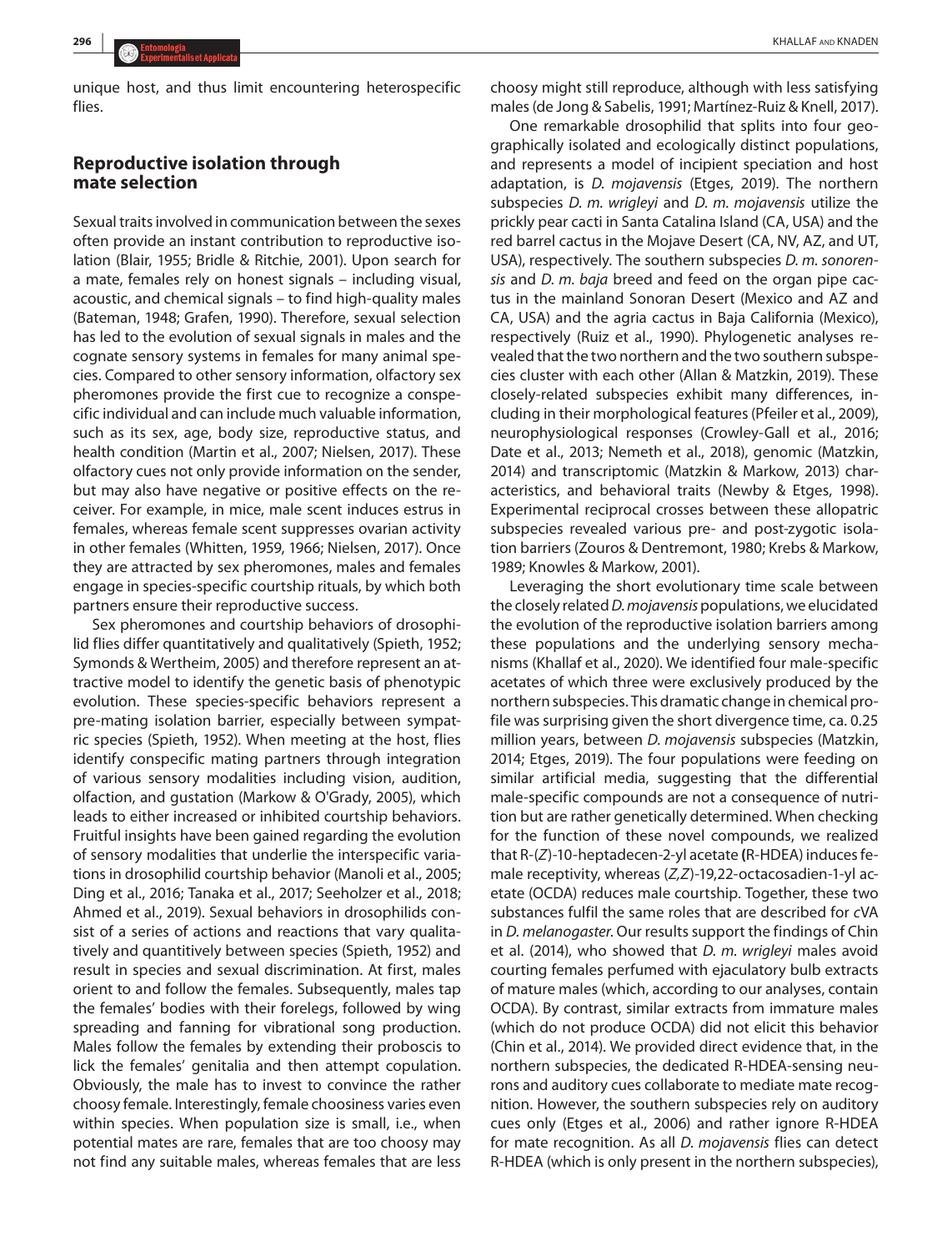unique host, and thus limit encountering heterospecific flies.

## Reproductive isolation through mate selection

Sexual traits involved in communication between the sexes often provide an instant contribution to reproductive isolation (Blair, 1955; Bridle & Ritchie, 2001). Upon search for a mate, females rely on honest signals – including visual, acoustic, and chemical signals – to find high-quality males (Bateman, 1948; Grafen, 1990). Therefore, sexual selection has led to the evolution of sexual signals in males and the cognate sensory systems in females for many animal species. Compared to other sensory information, olfactory sex pheromones provide the first cue to recognize a conspecific individual and can include much valuable information, such as its sex, age, body size, reproductive status, and health condition (Martin et al., 2007; Nielsen, 2017). These olfactory cues not only provide information on the sender, but may also have negative or positive effects on the receiver. For example, in mice, male scent induces estrus in females, whereas female scent suppresses ovarian activity in other females (Whitten, 1959, 1966; Nielsen, 2017). Once they are attracted by sex pheromones, males and females engage in species-specific courtship rituals, by which both partners ensure their reproductive success.

Sex pheromones and courtship behaviors of drosophilid flies differ quantitatively and qualitatively (Spieth, 1952; Symonds & Wertheim, 2005) and therefore represent an attractive model to identify the genetic basis of phenotypic evolution. These species-specific behaviors represent a pre-mating isolation barrier, especially between sympatric species (Spieth, 1952). When meeting at the host, flies identify conspecific mating partners through integration of various sensory modalities including vision, audition, olfaction, and gustation (Markow & O'Grady, 2005), which leads to either increased or inhibited courtship behaviors. Fruitful insights have been gained regarding the evolution of sensory modalities that underlie the interspecific variations in drosophilid courtship behavior (Manoli et al., 2005; Ding et al., 2016; Tanaka et al., 2017; Seeholzer et al., 2018; Ahmed et al., 2019). Sexual behaviors in drosophilids consist of a series of actions and reactions that vary qualitatively and quantitively between species (Spieth, 1952) and result in species and sexual discrimination. At first, males orient to and follow the females. Subsequently, males tap the females' bodies with their forelegs, followed by wing spreading and fanning for vibrational song production. Males follow the females by extending their proboscis to lick the females' genitalia and then attempt copulation. Obviously, the male has to invest to convince the rather choosy female. Interestingly, female choosiness varies even within species. When population size is small, i.e., when potential mates are rare, females that are too choosy may not find any suitable males, whereas females that are less choosy might still reproduce, although with less satisfying males (de Jong & Sabelis, 1991; Martínez-Ruiz & Knell, 2017).

One remarkable drosophilid that splits into four geographically isolated and ecologically distinct populations, and represents a model of incipient speciation and host adaptation, is *D. mojavensis* (Etges, 2019). The northern subspecies *D. m. wrigleyi* and *D. m. mojavensis* utilize the prickly pear cacti in Santa Catalina Island (CA, USA) and the red barrel cactus in the Mojave Desert (CA, NV, AZ, and UT, USA), respectively. The southern subspecies *D. m. sonorensis* and *D. m. baja* breed and feed on the organ pipe cactus in the mainland Sonoran Desert (Mexico and AZ and CA, USA) and the agria cactus in Baja California (Mexico), respectively (Ruiz et al., 1990). Phylogenetic analyses revealed that the two northern and the two southern subspecies cluster with each other (Allan & Matzkin, 2019). These closely-related subspecies exhibit many differences, including in their morphological features (Pfeiler et al., 2009), neurophysiological responses (Crowley-Gall et al., 2016; Date et al., 2013; Nemeth et al., 2018), genomic (Matzkin, 2014) and transcriptomic (Matzkin & Markow, 2013) characteristics, and behavioral traits (Newby & Etges, 1998). Experimental reciprocal crosses between these allopatric subspecies revealed various pre- and post-zygotic isolation barriers (Zouros & Dentremont, 1980; Krebs & Markow, 1989; Knowles & Markow, 2001).

Leveraging the short evolutionary time scale between the closely related *D. mojavensis* populations, we elucidated the evolution of the reproductive isolation barriers among these populations and the underlying sensory mechanisms (Khallaf et al., 2020). We identified four male-specific acetates of which three were exclusively produced by the northern subspecies. This dramatic change in chemical profile was surprising given the short divergence time, ca. 0.25 million years, between *D. mojavensis* subspecies (Matzkin, 2014; Etges, 2019). The four populations were feeding on similar artificial media, suggesting that the differential male-specific compounds are not a consequence of nutrition but are rather genetically determined. When checking for the function of these novel compounds, we realized that R-(*Z*)-10-heptadecen-2-yl acetate (R-HDEA) induces female receptivity, whereas (*Z*,*Z*)-19,22-octacosadien-1-yl acetate (OCDA) reduces male courtship. Together, these two substances fulfil the same roles that are described for *c*VA in *D. melanogaster.* Our results support the findings of Chin et al. (2014), who showed that *D. m. wrigleyi* males avoid courting females perfumed with ejaculatory bulb extracts of mature males (which, according to our analyses, contain OCDA). By contrast, similar extracts from immature males (which do not produce OCDA) did not elicit this behavior (Chin et al., 2014). We provided direct evidence that, in the northern subspecies, the dedicated R-HDEA-sensing neurons and auditory cues collaborate to mediate mate recognition. However, the southern subspecies rely on auditory cues only (Etges et al., 2006) and rather ignore R-HDEA for mate recognition. As all *D. mojavensis* flies can detect R-HDEA (which is only present in the northern subspecies),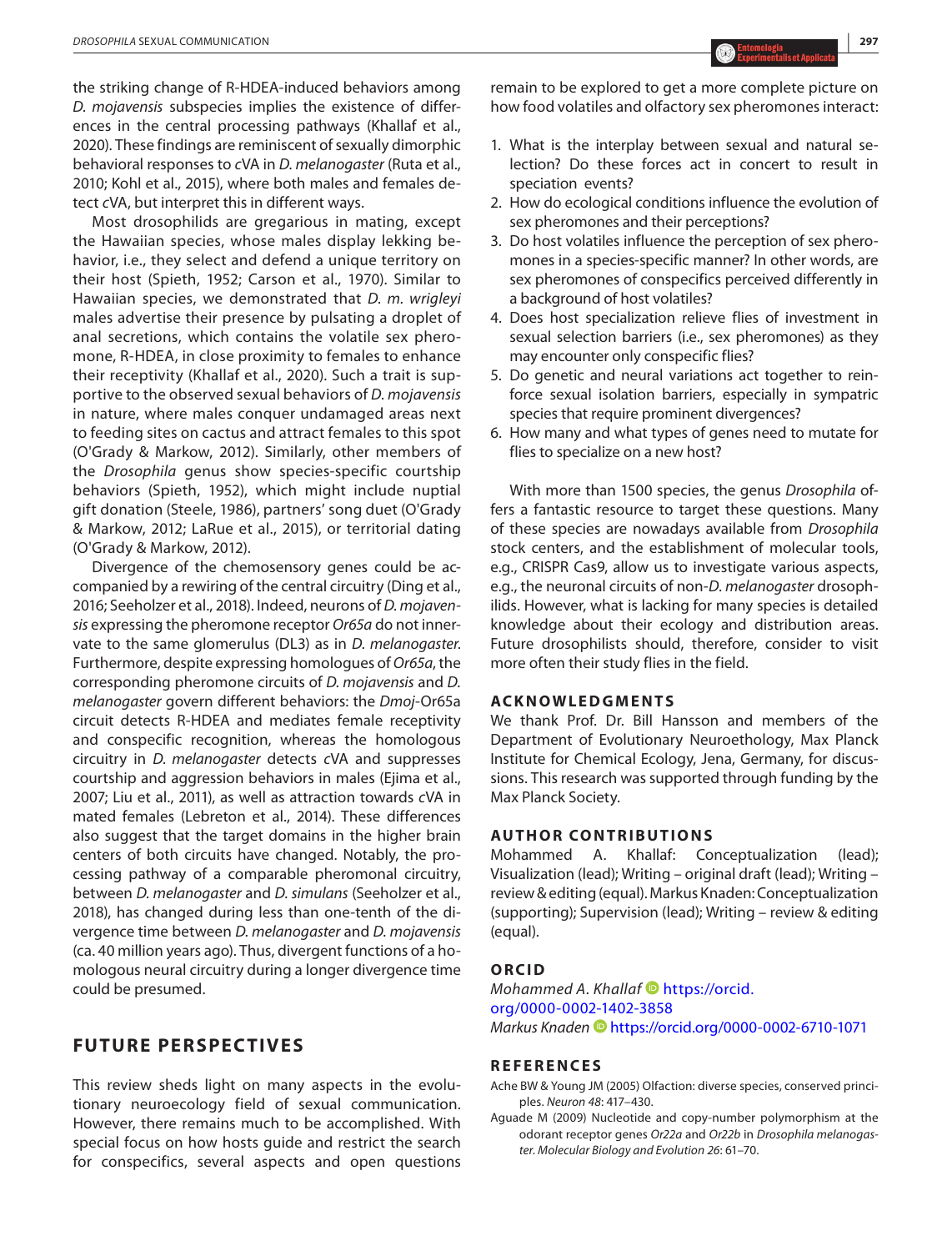the striking change of R-HDEA-induced behaviors among *D. mojavensis* subspecies implies the existence of differences in the central processing pathways (Khallaf et al., 2020). These findings are reminiscent of sexually dimorphic behavioral responses to *c*VA in *D. melanogaster* (Ruta et al., 2010; Kohl et al., 2015), where both males and females detect *c*VA, but interpret this in different ways.

Most drosophilids are gregarious in mating, except the Hawaiian species, whose males display lekking behavior, i.e., they select and defend a unique territory on their host (Spieth, 1952; Carson et al., 1970). Similar to Hawaiian species, we demonstrated that *D. m. wrigleyi* males advertise their presence by pulsating a droplet of anal secretions, which contains the volatile sex pheromone, R-HDEA, in close proximity to females to enhance their receptivity (Khallaf et al., 2020). Such a trait is supportive to the observed sexual behaviors of *D. mojavensis* in nature, where males conquer undamaged areas next to feeding sites on cactus and attract females to this spot (O'Grady & Markow, 2012). Similarly, other members of the *Drosophila* genus show species-specific courtship behaviors (Spieth, 1952), which might include nuptial gift donation (Steele, 1986), partners' song duet (O'Grady & Markow, 2012; LaRue et al., 2015), or territorial dating (O'Grady & Markow, 2012).

Divergence of the chemosensory genes could be accompanied by a rewiring of the central circuitry (Ding et al., 2016; Seeholzer et al., 2018). Indeed, neurons of *D. mojavensis* expressing the pheromone receptor *Or65a* do not innervate to the same glomerulus (DL3) as in *D. melanogaster*. Furthermore, despite expressing homologues of *Or65a*, the corresponding pheromone circuits of *D. mojavensis* and *D. melanogaster* govern different behaviors: the *Dmoj*-Or65a circuit detects R-HDEA and mediates female receptivity and conspecific recognition, whereas the homologous circuitry in *D. melanogaster* detects *c*VA and suppresses courtship and aggression behaviors in males (Ejima et al., 2007; Liu et al., 2011), as well as attraction towards *c*VA in mated females (Lebreton et al., 2014). These differences also suggest that the target domains in the higher brain centers of both circuits have changed. Notably, the processing pathway of a comparable pheromonal circuitry, between *D. melanogaster* and *D. simulans* (Seeholzer et al., 2018), has changed during less than one-tenth of the divergence time between *D. melanogaster* and *D. mojavensis* (ca. 40 million years ago). Thus, divergent functions of a homologous neural circuitry during a longer divergence time could be presumed.

## FUTURE PERSPECTIVES

This review sheds light on many aspects in the evolutionary neuroecology field of sexual communication. However, there remains much to be accomplished. With special focus on how hosts guide and restrict the search for conspecifics, several aspects and open questions remain to be explored to get a more complete picture on how food volatiles and olfactory sex pheromones interact:

1. What is the interplay between sexual and natural selection? Do these forces act in concert to result in speciation events?
2. How do ecological conditions influence the evolution of sex pheromones and their perceptions?
3. Do host volatiles influence the perception of sex pheromones in a species-specific manner? In other words, are sex pheromones of conspecifics perceived differently in a background of host volatiles?
4. Does host specialization relieve flies of investment in sexual selection barriers (i.e., sex pheromones) as they may encounter only conspecific flies?
5. Do genetic and neural variations act together to reinforce sexual isolation barriers, especially in sympatric species that require prominent divergences?
6. How many and what types of genes need to mutate for flies to specialize on a new host?

With more than 1500 species, the genus *Drosophila* offers a fantastic resource to target these questions. Many of these species are nowadays available from *Drosophila* stock centers, and the establishment of molecular tools, e.g., CRISPR Cas9, allow us to investigate various aspects, e.g., the neuronal circuits of non-*D. melanogaster* drosophilids. However, what is lacking for many species is detailed knowledge about their ecology and distribution areas. Future drosophilists should, therefore, consider to visit more often their study flies in the field.

## ACKNOWLEDGMENTS

We thank Prof. Dr. Bill Hansson and members of the Department of Evolutionary Neuroethology, Max Planck Institute for Chemical Ecology, Jena, Germany, for discussions. This research was supported through funding by the Max Planck Society.

## AUTHOR CONTRIBUTIONS

Mohammed A. Khallaf: Conceptualization (lead); Visualization (lead); Writing – original draft (lead); Writing – review & editing (equal). Markus Knaden: Conceptualization (supporting); Supervision (lead); Writing – review & editing (equal).

## ORCID

*Mohammed A. Khallaf* https://orcid.org/0000-0002-1402-3858
*Markus Knaden* https://orcid.org/0000-0002-6710-1071

## REFERENCES

Ache BW & Young JM (2005) Olfaction: diverse species, conserved principles. *Neuron 48*: 417–430.

Aguade M (2009) Nucleotide and copy-number polymorphism at the odorant receptor genes *Or22a* and *Or22b* in *Drosophila melanogaster*. *Molecular Biology and Evolution 26*: 61–70.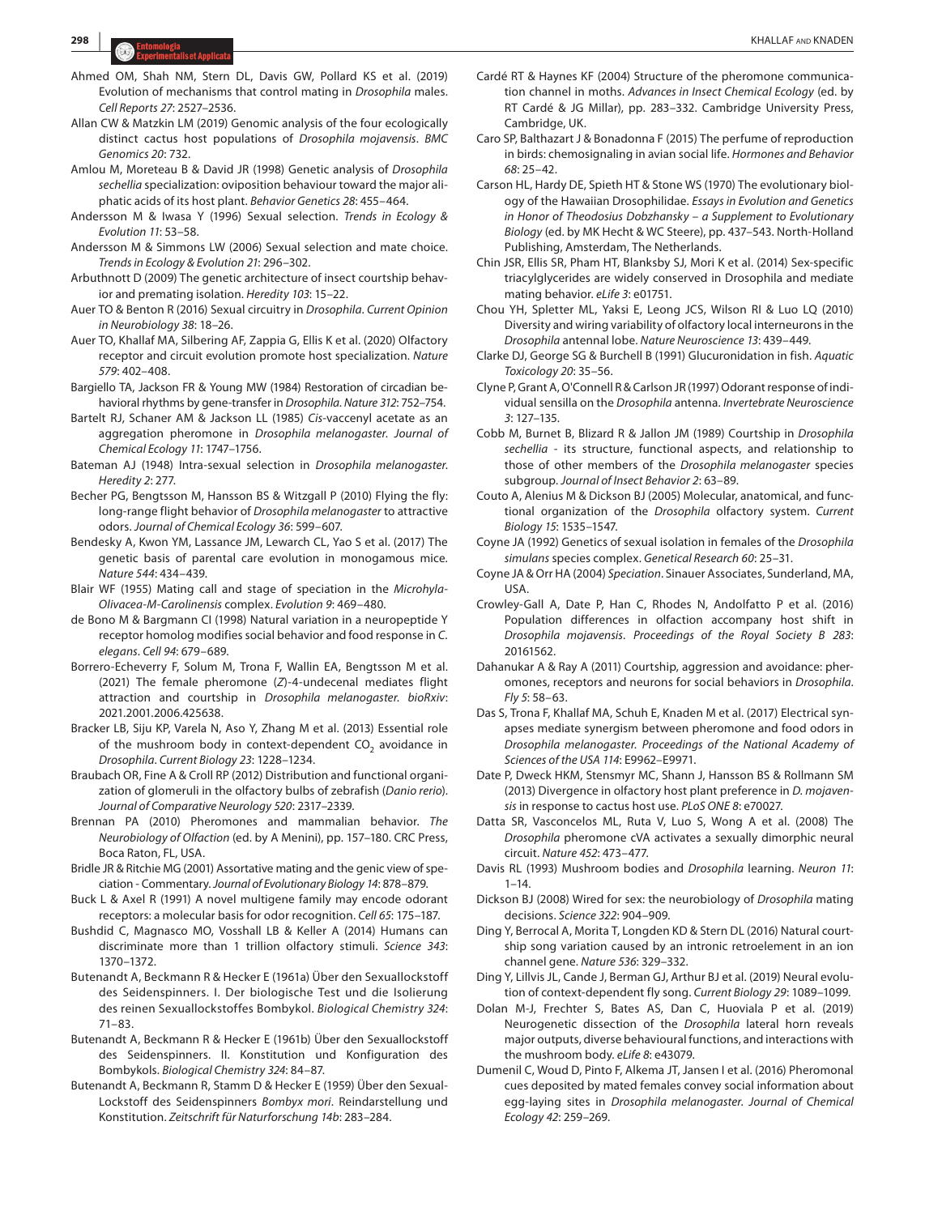Ahmed OM, Shah NM, Stern DL, Davis GW, Pollard KS et al. (2019) Evolution of mechanisms that control mating in *Drosophila* males. *Cell Reports 27*: 2527–2536.

Allan CW & Matzkin LM (2019) Genomic analysis of the four ecologically distinct cactus host populations of *Drosophila mojavensis*. *BMC Genomics 20*: 732.

Amlou M, Moreteau B & David JR (1998) Genetic analysis of *Drosophila sechellia* specialization: oviposition behaviour toward the major aliphatic acids of its host plant. *Behavior Genetics 28*: 455–464.

Andersson M & Iwasa Y (1996) Sexual selection. *Trends in Ecology & Evolution 11*: 53–58.

Andersson M & Simmons LW (2006) Sexual selection and mate choice. *Trends in Ecology & Evolution 21*: 296–302.

Arbuthnott D (2009) The genetic architecture of insect courtship behavior and premating isolation. *Heredity 103*: 15–22.

Auer TO & Benton R (2016) Sexual circuitry in *Drosophila*. *Current Opinion in Neurobiology 38*: 18–26.

Auer TO, Khallaf MA, Silbering AF, Zappia G, Ellis K et al. (2020) Olfactory receptor and circuit evolution promote host specialization. *Nature 579*: 402–408.

Bargiello TA, Jackson FR & Young MW (1984) Restoration of circadian behavioral rhythms by gene-transfer in *Drosophila*. *Nature 312*: 752–754.

Bartelt RJ, Schaner AM & Jackson LL (1985) *Cis*-vaccenyl acetate as an aggregation pheromone in *Drosophila melanogaster*. *Journal of Chemical Ecology 11*: 1747–1756.

Bateman AJ (1948) Intra-sexual selection in *Drosophila melanogaster*. *Heredity 2*: 277.

Becher PG, Bengtsson M, Hansson BS & Witzgall P (2010) Flying the fly: long-range flight behavior of *Drosophila melanogaster* to attractive odors. *Journal of Chemical Ecology 36*: 599–607.

Bendesky A, Kwon YM, Lassance JM, Lewarch CL, Yao S et al. (2017) The genetic basis of parental care evolution in monogamous mice. *Nature 544*: 434–439.

Blair WF (1955) Mating call and stage of speciation in the *Microhyla-Olivacea-M-Carolinensis* complex. *Evolution 9*: 469–480.

de Bono M & Bargmann CI (1998) Natural variation in a neuropeptide Y receptor homolog modifies social behavior and food response in *C. elegans*. *Cell 94*: 679–689.

Borrero-Echeverry F, Solum M, Trona F, Wallin EA, Bengtsson M et al. (2021) The female pheromone (*Z*)-4-undecenal mediates flight attraction and courtship in *Drosophila melanogaster*. *bioRxiv*: 2021.2001.2006.425638.

Bracker LB, Siju KP, Varela N, Aso Y, Zhang M et al. (2013) Essential role of the mushroom body in context-dependent $CO_2$ avoidance in *Drosophila*. *Current Biology 23*: 1228–1234.

Braubach OR, Fine A & Croll RP (2012) Distribution and functional organization of glomeruli in the olfactory bulbs of zebrafish (*Danio rerio*). *Journal of Comparative Neurology 520*: 2317–2339.

Brennan PA (2010) Pheromones and mammalian behavior. *The Neurobiology of Olfaction* (ed. by A Menini), pp. 157–180. CRC Press, Boca Raton, FL, USA.

Bridle JR & Ritchie MG (2001) Assortative mating and the genic view of speciation - Commentary. *Journal of Evolutionary Biology 14*: 878–879.

Buck L & Axel R (1991) A novel multigene family may encode odorant receptors: a molecular basis for odor recognition. *Cell 65*: 175–187.

Bushdid C, Magnasco MO, Vosshall LB & Keller A (2014) Humans can discriminate more than 1 trillion olfactory stimuli. *Science 343*: 1370–1372.

Butenandt A, Beckmann R & Hecker E (1961a) Über den Sexuallockstoff des Seidenspinners. I. Der biologische Test und die Isolierung des reinen Sexuallockstoffes Bombykol. *Biological Chemistry 324*: 71–83.

Butenandt A, Beckmann R & Hecker E (1961b) Über den Sexuallockstoff des Seidenspinners. II. Konstitution und Konfiguration des Bombykols. *Biological Chemistry 324*: 84–87.

Butenandt A, Beckmann R, Stamm D & Hecker E (1959) Über den Sexual-Lockstoff des Seidenspinners *Bombyx mori*. Reindarstellung und Konstitution. *Zeitschrift für Naturforschung 14b*: 283–284.

Cardé RT & Haynes KF (2004) Structure of the pheromone communication channel in moths. *Advances in Insect Chemical Ecology* (ed. by RT Cardé & JG Millar), pp. 283–332. Cambridge University Press, Cambridge, UK.

Caro SP, Balthazart J & Bonadonna F (2015) The perfume of reproduction in birds: chemosignaling in avian social life. *Hormones and Behavior 68*: 25–42.

Carson HL, Hardy DE, Spieth HT & Stone WS (1970) The evolutionary biology of the Hawaiian Drosophilidae. *Essays in Evolution and Genetics in Honor of Theodosius Dobzhansky – a Supplement to Evolutionary Biology* (ed. by MK Hecht & WC Steere), pp. 437–543. North-Holland Publishing, Amsterdam, The Netherlands.

Chin JSR, Ellis SR, Pham HT, Blanksby SJ, Mori K et al. (2014) Sex-specific triacylglycerides are widely conserved in Drosophila and mediate mating behavior. *eLife 3*: e01751.

Chou YH, Spletter ML, Yaksi E, Leong JCS, Wilson RI & Luo LQ (2010) Diversity and wiring variability of olfactory local interneurons in the *Drosophila* antennal lobe. *Nature Neuroscience 13*: 439–449.

Clarke DJ, George SG & Burchell B (1991) Glucuronidation in fish. *Aquatic Toxicology 20*: 35–56.

Clyne P, Grant A, O'Connell R & Carlson JR (1997) Odorant response of individual sensilla on the *Drosophila* antenna. *Invertebrate Neuroscience 3*: 127–135.

Cobb M, Burnet B, Blizard R & Jallon JM (1989) Courtship in *Drosophila sechellia* - its structure, functional aspects, and relationship to those of other members of the *Drosophila melanogaster* species subgroup. *Journal of Insect Behavior 2*: 63–89.

Couto A, Alenius M & Dickson BJ (2005) Molecular, anatomical, and functional organization of the *Drosophila* olfactory system. *Current Biology 15*: 1535–1547.

Coyne JA (1992) Genetics of sexual isolation in females of the *Drosophila simulans* species complex. *Genetical Research 60*: 25–31.

Coyne JA & Orr HA (2004) *Speciation*. Sinauer Associates, Sunderland, MA, USA.

Crowley-Gall A, Date P, Han C, Rhodes N, Andolfatto P et al. (2016) Population differences in olfaction accompany host shift in *Drosophila mojavensis*. *Proceedings of the Royal Society B 283*: 20161562.

Dahanukar A & Ray A (2011) Courtship, aggression and avoidance: pheromones, receptors and neurons for social behaviors in *Drosophila*. *Fly 5*: 58–63.

Das S, Trona F, Khallaf MA, Schuh E, Knaden M et al. (2017) Electrical synapses mediate synergism between pheromone and food odors in *Drosophila melanogaster*. *Proceedings of the National Academy of Sciences of the USA 114*: E9962–E9971.

Date P, Dweck HKM, Stensmyr MC, Shann J, Hansson BS & Rollmann SM (2013) Divergence in olfactory host plant preference in *D. mojavensis* in response to cactus host use. *PLoS ONE 8*: e70027.

Datta SR, Vasconcelos ML, Ruta V, Luo S, Wong A et al. (2008) The *Drosophila* pheromone cVA activates a sexually dimorphic neural circuit. *Nature 452*: 473–477.

Davis RL (1993) Mushroom bodies and *Drosophila* learning. *Neuron 11*: 1–14.

Dickson BJ (2008) Wired for sex: the neurobiology of *Drosophila* mating decisions. *Science 322*: 904–909.

Ding Y, Berrocal A, Morita T, Longden KD & Stern DL (2016) Natural courtship song variation caused by an intronic retroelement in an ion channel gene. *Nature 536*: 329–332.

Ding Y, Lillvis JL, Cande J, Berman GJ, Arthur BJ et al. (2019) Neural evolution of context-dependent fly song. *Current Biology 29*: 1089–1099.

Dolan M-J, Frechter S, Bates AS, Dan C, Huoviala P et al. (2019) Neurogenetic dissection of the *Drosophila* lateral horn reveals major outputs, diverse behavioural functions, and interactions with the mushroom body. *eLife 8*: e43079.

Dumenil C, Woud D, Pinto F, Alkema JT, Jansen I et al. (2016) Pheromonal cues deposited by mated females convey social information about egg-laying sites in *Drosophila melanogaster*. *Journal of Chemical Ecology 42*: 259–269.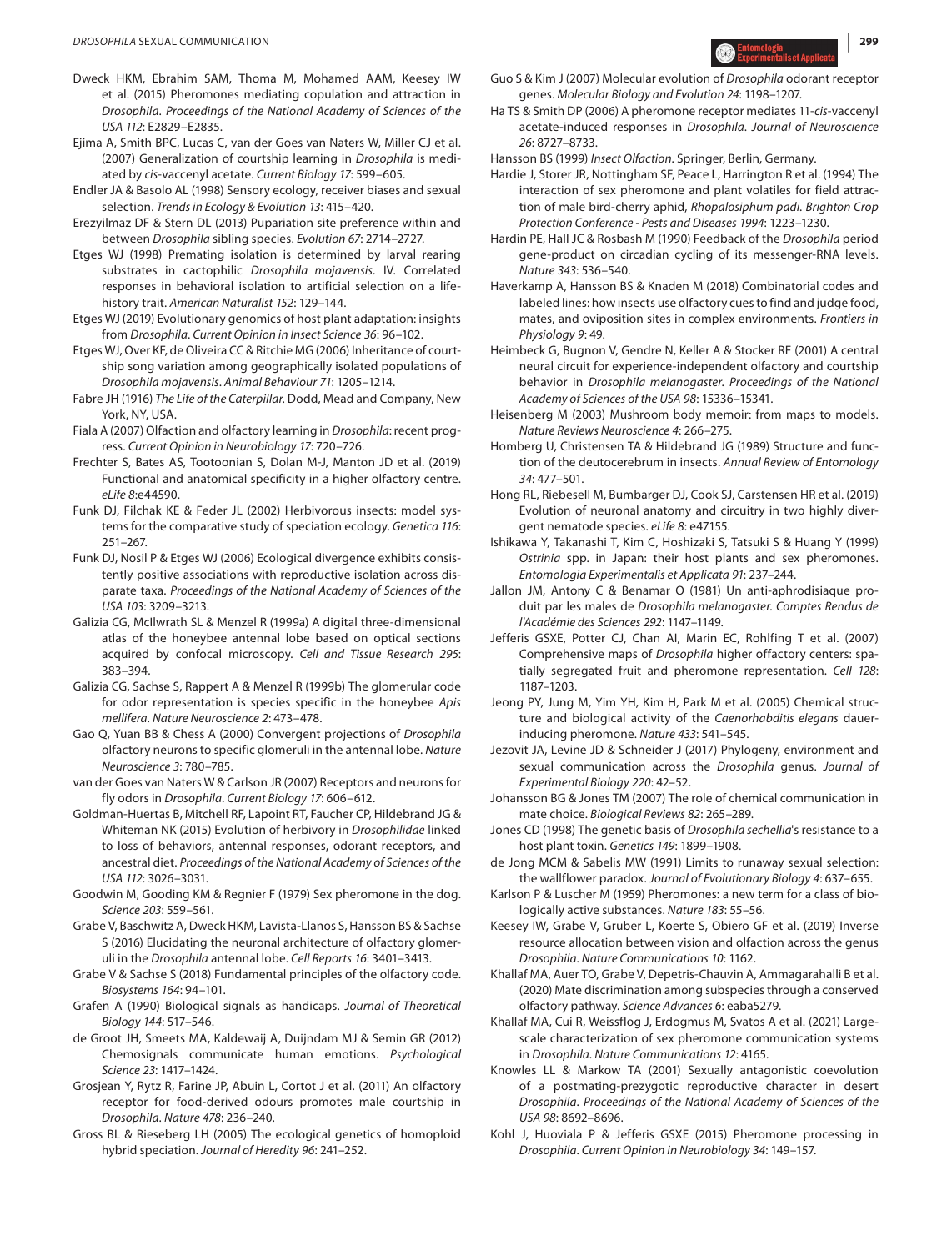Dweck HKM, Ebrahim SAM, Thoma M, Mohamed AAM, Keesey IW et al. (2015) Pheromones mediating copulation and attraction in *Drosophila*. *Proceedings of the National Academy of Sciences of the USA 112*: E2829–E2835.

Ejima A, Smith BPC, Lucas C, van der Goes van Naters W, Miller CJ et al. (2007) Generalization of courtship learning in *Drosophila* is mediated by *cis*-vaccenyl acetate. *Current Biology 17*: 599–605.

Endler JA & Basolo AL (1998) Sensory ecology, receiver biases and sexual selection. *Trends in Ecology & Evolution 13*: 415–420.

Erezyilmaz DF & Stern DL (2013) Pupariation site preference within and between *Drosophila* sibling species. *Evolution 67*: 2714–2727.

Etges WJ (1998) Premating isolation is determined by larval rearing substrates in cactophilic *Drosophila mojavensis*. IV. Correlated responses in behavioral isolation to artificial selection on a life-history trait. *American Naturalist 152*: 129–144.

Etges WJ (2019) Evolutionary genomics of host plant adaptation: insights from *Drosophila*. *Current Opinion in Insect Science 36*: 96–102.

Etges WJ, Over KF, de Oliveira CC & Ritchie MG (2006) Inheritance of courtship song variation among geographically isolated populations of *Drosophila mojavensis*. *Animal Behaviour 71*: 1205–1214.

Fabre JH (1916) *The Life of the Caterpillar*. Dodd, Mead and Company, New York, NY, USA.

Fiala A (2007) Olfaction and olfactory learning in *Drosophila*: recent progress. *Current Opinion in Neurobiology 17*: 720–726.

Frechter S, Bates AS, Tootoonian S, Dolan M-J, Manton JD et al. (2019) Functional and anatomical specificity in a higher olfactory centre. *eLife 8*:e44590.

Funk DJ, Filchak KE & Feder JL (2002) Herbivorous insects: model systems for the comparative study of speciation ecology. *Genetica 116*: 251–267.

Funk DJ, Nosil P & Etges WJ (2006) Ecological divergence exhibits consistently positive associations with reproductive isolation across disparate taxa. *Proceedings of the National Academy of Sciences of the USA 103*: 3209–3213.

Galizia CG, McIlwrath SL & Menzel R (1999a) A digital three-dimensional atlas of the honeybee antennal lobe based on optical sections acquired by confocal microscopy. *Cell and Tissue Research 295*: 383–394.

Galizia CG, Sachse S, Rappert A & Menzel R (1999b) The glomerular code for odor representation is species specific in the honeybee *Apis mellifera*. *Nature Neuroscience 2*: 473–478.

Gao Q, Yuan BB & Chess A (2000) Convergent projections of *Drosophila* olfactory neurons to specific glomeruli in the antennal lobe. *Nature Neuroscience 3*: 780–785.

van der Goes van Naters W & Carlson JR (2007) Receptors and neurons for fly odors in *Drosophila*. *Current Biology 17*: 606–612.

Goldman-Huertas B, Mitchell RF, Lapoint RT, Faucher CP, Hildebrand JG & Whiteman NK (2015) Evolution of herbivory in *Drosophilidae* linked to loss of behaviors, antennal responses, odorant receptors, and ancestral diet. *Proceedings of the National Academy of Sciences of the USA 112*: 3026–3031.

Goodwin M, Gooding KM & Regnier F (1979) Sex pheromone in the dog. *Science 203*: 559–561.

Grabe V, Baschwitz A, Dweck HKM, Lavista-Llanos S, Hansson BS & Sachse S (2016) Elucidating the neuronal architecture of olfactory glomeruli in the *Drosophila* antennal lobe. *Cell Reports 16*: 3401–3413.

Grabe V & Sachse S (2018) Fundamental principles of the olfactory code. *Biosystems 164*: 94–101.

Grafen A (1990) Biological signals as handicaps. *Journal of Theoretical Biology 144*: 517–546.

de Groot JH, Smeets MA, Kaldewaij A, Duijndam MJ & Semin GR (2012) Chemosignals communicate human emotions. *Psychological Science 23*: 1417–1424.

Grosjean Y, Rytz R, Farine JP, Abuin L, Cortot J et al. (2011) An olfactory receptor for food-derived odours promotes male courtship in *Drosophila*. *Nature 478*: 236–240.

Gross BL & Rieseberg LH (2005) The ecological genetics of homoploid hybrid speciation. *Journal of Heredity 96*: 241–252.

Guo S & Kim J (2007) Molecular evolution of *Drosophila* odorant receptor genes. *Molecular Biology and Evolution 24*: 1198–1207.

Ha TS & Smith DP (2006) A pheromone receptor mediates 11-*cis*-vaccenyl acetate-induced responses in *Drosophila*. *Journal of Neuroscience 26*: 8727–8733.

Hansson BS (1999) *Insect Olfaction*. Springer, Berlin, Germany.

Hardie J, Storer JR, Nottingham SF, Peace L, Harrington R et al. (1994) The interaction of sex pheromone and plant volatiles for field attraction of male bird-cherry aphid, *Rhopalosiphum padi*. *Brighton Crop Protection Conference - Pests and Diseases 1994*: 1223–1230.

Hardin PE, Hall JC & Rosbash M (1990) Feedback of the *Drosophila* period gene-product on circadian cycling of its messenger-RNA levels. *Nature 343*: 536–540.

Haverkamp A, Hansson BS & Knaden M (2018) Combinatorial codes and labeled lines: how insects use olfactory cues to find and judge food, mates, and oviposition sites in complex environments. *Frontiers in Physiology 9*: 49.

Heimbeck G, Bugnon V, Gendre N, Keller A & Stocker RF (2001) A central neural circuit for experience-independent olfactory and courtship behavior in *Drosophila melanogaster*. *Proceedings of the National Academy of Sciences of the USA 98*: 15336–15341.

Heisenberg M (2003) Mushroom body memoir: from maps to models. *Nature Reviews Neuroscience 4*: 266–275.

Homberg U, Christensen TA & Hildebrand JG (1989) Structure and function of the deutocerebrum in insects. *Annual Review of Entomology 34*: 477–501.

Hong RL, Riebesell M, Bumbarger DJ, Cook SJ, Carstensen HR et al. (2019) Evolution of neuronal anatomy and circuitry in two highly divergent nematode species. *eLife 8*: e47155.

Ishikawa Y, Takanashi T, Kim C, Hoshizaki S, Tatsuki S & Huang Y (1999) *Ostrinia* spp. in Japan: their host plants and sex pheromones. *Entomologia Experimentalis et Applicata 91*: 237–244.

Jallon JM, Antony C & Benamar O (1981) Un anti-aphrodisiaque produit par les males de *Drosophila melanogaster*. *Comptes Rendus de l'Académie des Sciences 292*: 1147–1149.

Jefferis GSXE, Potter CJ, Chan AI, Marin EC, Rohlfing T et al. (2007) Comprehensive maps of *Drosophila* higher olfactory centers: spatially segregated fruit and pheromone representation. *Cell 128*: 1187–1203.

Jeong PY, Jung M, Yim YH, Kim H, Park M et al. (2005) Chemical structure and biological activity of the *Caenorhabditis elegans* dauer-inducing pheromone. *Nature 433*: 541–545.

Jezovit JA, Levine JD & Schneider J (2017) Phylogeny, environment and sexual communication across the *Drosophila* genus. *Journal of Experimental Biology 220*: 42–52.

Johansson BG & Jones TM (2007) The role of chemical communication in mate choice. *Biological Reviews 82*: 265–289.

Jones CD (1998) The genetic basis of *Drosophila sechellia*'s resistance to a host plant toxin. *Genetics 149*: 1899–1908.

de Jong MCM & Sabelis MW (1991) Limits to runaway sexual selection: the wallflower paradox. *Journal of Evolutionary Biology 4*: 637–655.

Karlson P & Luscher M (1959) Pheromones: a new term for a class of biologically active substances. *Nature 183*: 55–56.

Keesey IW, Grabe V, Gruber L, Koerte S, Obiero GF et al. (2019) Inverse resource allocation between vision and olfaction across the genus *Drosophila*. *Nature Communications 10*: 1162.

Khallaf MA, Auer TO, Grabe V, Depetris-Chauvin A, Ammagarahalli B et al. (2020) Mate discrimination among subspecies through a conserved olfactory pathway. *Science Advances 6*: eaba5279.

Khallaf MA, Cui R, Weissflog J, Erdogmus M, Svatos A et al. (2021) Large-scale characterization of sex pheromone communication systems in *Drosophila*. *Nature Communications 12*: 4165.

Knowles LL & Markow TA (2001) Sexually antagonistic coevolution of a postmating-prezygotic reproductive character in desert *Drosophila*. *Proceedings of the National Academy of Sciences of the USA 98*: 8692–8696.

Kohl J, Huoviala P & Jefferis GSXE (2015) Pheromone processing in *Drosophila*. *Current Opinion in Neurobiology 34*: 149–157.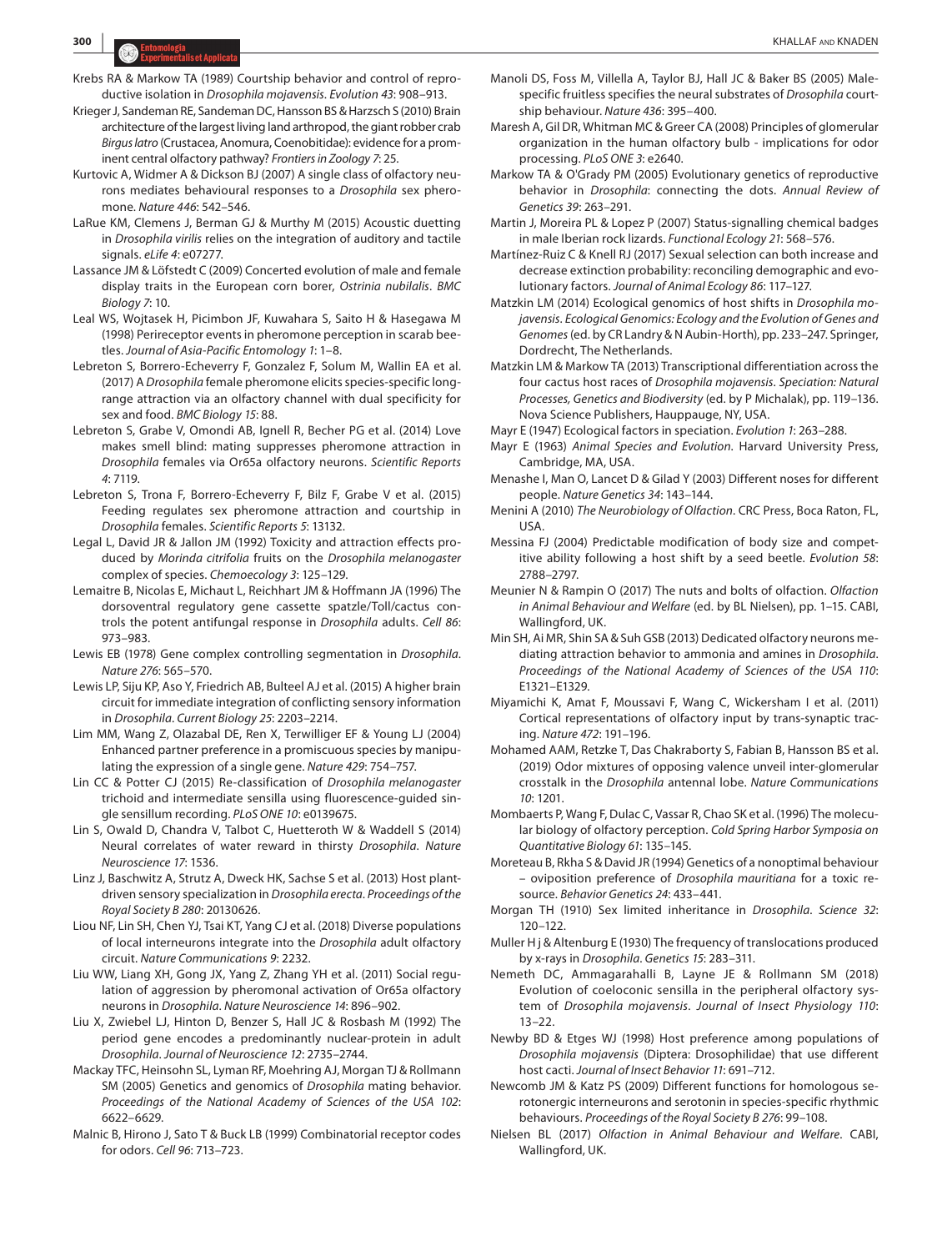Krebs RA & Markow TA (1989) Courtship behavior and control of reproductive isolation in *Drosophila mojavensis*. *Evolution 43*: 908–913.

Krieger J, Sandeman RE, Sandeman DC, Hansson BS & Harzsch S (2010) Brain architecture of the largest living land arthropod, the giant robber crab *Birgus latro* (Crustacea, Anomura, Coenobitidae): evidence for a prominent central olfactory pathway? *Frontiers in Zoology 7*: 25.

Kurtovic A, Widmer A & Dickson BJ (2007) A single class of olfactory neurons mediates behavioural responses to a *Drosophila* sex pheromone. *Nature 446*: 542–546.

LaRue KM, Clemens J, Berman GJ & Murthy M (2015) Acoustic duetting in *Drosophila virilis* relies on the integration of auditory and tactile signals. *eLife 4*: e07277.

Lassance JM & Löfstedt C (2009) Concerted evolution of male and female display traits in the European corn borer, *Ostrinia nubilalis*. *BMC Biology 7*: 10.

Leal WS, Wojtasek H, Picimbon JF, Kuwahara S, Saito H & Hasegawa M (1998) Perireceptor events in pheromone perception in scarab beetles. *Journal of Asia-Pacific Entomology 1*: 1–8.

Lebreton S, Borrero-Echeverry F, Gonzalez F, Solum M, Wallin EA et al. (2017) A *Drosophila* female pheromone elicits species-specific long-range attraction via an olfactory channel with dual specificity for sex and food. *BMC Biology 15*: 88.

Lebreton S, Grabe V, Omondi AB, Ignell R, Becher PG et al. (2014) Love makes smell blind: mating suppresses pheromone attraction in *Drosophila* females via Or65a olfactory neurons. *Scientific Reports 4*: 7119.

Lebreton S, Trona F, Borrero-Echeverry F, Bilz F, Grabe V et al. (2015) Feeding regulates sex pheromone attraction and courtship in *Drosophila* females. *Scientific Reports 5*: 13132.

Legal L, David JR & Jallon JM (1992) Toxicity and attraction effects produced by *Morinda citrifolia* fruits on the *Drosophila melanogaster* complex of species. *Chemoecology 3*: 125–129.

Lemaitre B, Nicolas E, Michaut L, Reichhart JM & Hoffmann JA (1996) The dorsoventral regulatory gene cassette spatzle/Toll/cactus controls the potent antifungal response in *Drosophila* adults. *Cell 86*: 973–983.

Lewis EB (1978) Gene complex controlling segmentation in *Drosophila*. *Nature 276*: 565–570.

Lewis LP, Siju KP, Aso Y, Friedrich AB, Bulteel AJ et al. (2015) A higher brain circuit for immediate integration of conflicting sensory information in *Drosophila*. *Current Biology 25*: 2203–2214.

Lim MM, Wang Z, Olazabal DE, Ren X, Terwilliger EF & Young LJ (2004) Enhanced partner preference in a promiscuous species by manipulating the expression of a single gene. *Nature 429*: 754–757.

Lin CC & Potter CJ (2015) Re-classification of *Drosophila melanogaster* trichoid and intermediate sensilla using fluorescence-guided single sensillum recording. *PLoS ONE 10*: e0139675.

Lin S, Owald D, Chandra V, Talbot C, Huetteroth W & Waddell S (2014) Neural correlates of water reward in thirsty *Drosophila*. *Nature Neuroscience 17*: 1536.

Linz J, Baschwitz A, Strutz A, Dweck HK, Sachse S et al. (2013) Host plant-driven sensory specialization in *Drosophila erecta*. *Proceedings of the Royal Society B 280*: 20130626.

Liou NF, Lin SH, Chen YJ, Tsai KT, Yang CJ et al. (2018) Diverse populations of local interneurons integrate into the *Drosophila* adult olfactory circuit. *Nature Communications 9*: 2232.

Liu WW, Liang XH, Gong JX, Yang Z, Zhang YH et al. (2011) Social regulation of aggression by pheromonal activation of Or65a olfactory neurons in *Drosophila*. *Nature Neuroscience 14*: 896–902.

Liu X, Zwiebel LJ, Hinton D, Benzer S, Hall JC & Rosbash M (1992) The period gene encodes a predominantly nuclear-protein in adult *Drosophila*. *Journal of Neuroscience 12*: 2735–2744.

Mackay TFC, Heinsohn SL, Lyman RF, Moehring AJ, Morgan TJ & Rollmann SM (2005) Genetics and genomics of *Drosophila* mating behavior. *Proceedings of the National Academy of Sciences of the USA 102*: 6622–6629.

Malnic B, Hirono J, Sato T & Buck LB (1999) Combinatorial receptor codes for odors. *Cell 96*: 713–723.

Manoli DS, Foss M, Villella A, Taylor BJ, Hall JC & Baker BS (2005) Male-specific fruitless specifies the neural substrates of *Drosophila* courtship behaviour. *Nature 436*: 395–400.

Maresh A, Gil DR, Whitman MC & Greer CA (2008) Principles of glomerular organization in the human olfactory bulb - implications for odor processing. *PLoS ONE 3*: e2640.

Markow TA & O'Grady PM (2005) Evolutionary genetics of reproductive behavior in *Drosophila*: connecting the dots. *Annual Review of Genetics 39*: 263–291.

Martin J, Moreira PL & Lopez P (2007) Status-signalling chemical badges in male Iberian rock lizards. *Functional Ecology 21*: 568–576.

Martínez-Ruiz C & Knell RJ (2017) Sexual selection can both increase and decrease extinction probability: reconciling demographic and evolutionary factors. *Journal of Animal Ecology 86*: 117–127.

Matzkin LM (2014) Ecological genomics of host shifts in *Drosophila mojavensis*. *Ecological Genomics: Ecology and the Evolution of Genes and Genomes* (ed. by CR Landry & N Aubin-Horth), pp. 233–247. Springer, Dordrecht, The Netherlands.

Matzkin LM & Markow TA (2013) Transcriptional differentiation across the four cactus host races of *Drosophila mojavensis*. *Speciation: Natural Processes, Genetics and Biodiversity* (ed. by P Michalak), pp. 119–136. Nova Science Publishers, Hauppauge, NY, USA.

Mayr E (1947) Ecological factors in speciation. *Evolution 1*: 263–288.

Mayr E (1963) *Animal Species and Evolution*. Harvard University Press, Cambridge, MA, USA.

Menashe I, Man O, Lancet D & Gilad Y (2003) Different noses for different people. *Nature Genetics 34*: 143–144.

Menini A (2010) *The Neurobiology of Olfaction*. CRC Press, Boca Raton, FL, USA.

Messina FJ (2004) Predictable modification of body size and competitive ability following a host shift by a seed beetle. *Evolution 58*: 2788–2797.

Meunier N & Rampin O (2017) The nuts and bolts of olfaction. *Olfaction in Animal Behaviour and Welfare* (ed. by BL Nielsen), pp. 1–15. CABI, Wallingford, UK.

Min SH, Ai MR, Shin SA & Suh GSB (2013) Dedicated olfactory neurons mediating attraction behavior to ammonia and amines in *Drosophila*. *Proceedings of the National Academy of Sciences of the USA 110*: E1321–E1329.

Miyamichi K, Amat F, Moussavi F, Wang C, Wickersham I et al. (2011) Cortical representations of olfactory input by trans-synaptic tracing. *Nature 472*: 191–196.

Mohamed AAM, Retzke T, Das Chakraborty S, Fabian B, Hansson BS et al. (2019) Odor mixtures of opposing valence unveil inter-glomerular crosstalk in the *Drosophila* antennal lobe. *Nature Communications 10*: 1201.

Mombaerts P, Wang F, Dulac C, Vassar R, Chao SK et al. (1996) The molecular biology of olfactory perception. *Cold Spring Harbor Symposia on Quantitative Biology 61*: 135–145.

Moreteau B, Rkha S & David JR (1994) Genetics of a nonoptimal behaviour – oviposition preference of *Drosophila mauritiana* for a toxic resource. *Behavior Genetics 24*: 433–441.

Morgan TH (1910) Sex limited inheritance in *Drosophila*. *Science 32*: 120–122.

Muller H j & Altenburg E (1930) The frequency of translocations produced by x-rays in *Drosophila*. *Genetics 15*: 283–311.

Nemeth DC, Ammagarahalli B, Layne JE & Rollmann SM (2018) Evolution of coeloconic sensilla in the peripheral olfactory system of *Drosophila mojavensis*. *Journal of Insect Physiology 110*: 13–22.

Newby BD & Etges WJ (1998) Host preference among populations of *Drosophila mojavensis* (Diptera: Drosophilidae) that use different host cacti. *Journal of Insect Behavior 11*: 691–712.

Newcomb JM & Katz PS (2009) Different functions for homologous serotonergic interneurons and serotonin in species-specific rhythmic behaviours. *Proceedings of the Royal Society B 276*: 99–108.

Nielsen BL (2017) *Olfaction in Animal Behaviour and Welfare*. CABI, Wallingford, UK.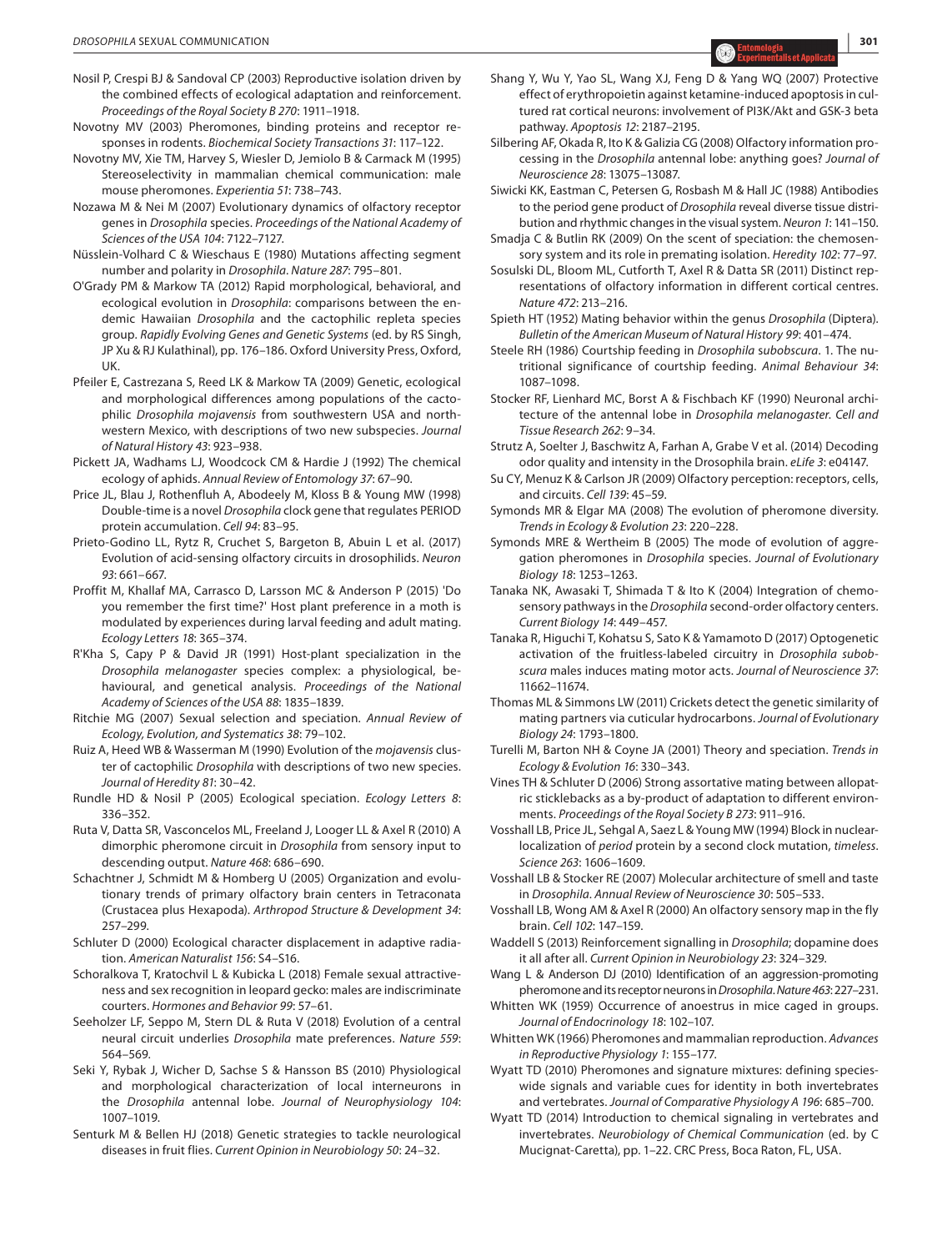Nosil P, Crespi BJ & Sandoval CP (2003) Reproductive isolation driven by the combined effects of ecological adaptation and reinforcement. *Proceedings of the Royal Society B 270*: 1911–1918.

Novotny MV (2003) Pheromones, binding proteins and receptor responses in rodents. *Biochemical Society Transactions 31*: 117–122.

Novotny MV, Xie TM, Harvey S, Wiesler D, Jemiolo B & Carmack M (1995) Stereoselectivity in mammalian chemical communication: male mouse pheromones. *Experientia 51*: 738–743.

Nozawa M & Nei M (2007) Evolutionary dynamics of olfactory receptor genes in *Drosophila* species. *Proceedings of the National Academy of Sciences of the USA 104*: 7122–7127.

Nüsslein-Volhard C & Wieschaus E (1980) Mutations affecting segment number and polarity in *Drosophila*. *Nature 287*: 795–801.

O'Grady PM & Markow TA (2012) Rapid morphological, behavioral, and ecological evolution in *Drosophila*: comparisons between the endemic Hawaiian *Drosophila* and the cactophilic repleta species group. *Rapidly Evolving Genes and Genetic Systems* (ed. by RS Singh, JP Xu & RJ Kulathinal), pp. 176–186. Oxford University Press, Oxford, UK.

Pfeiler E, Castrezana S, Reed LK & Markow TA (2009) Genetic, ecological and morphological differences among populations of the cactophilic *Drosophila mojavensis* from southwestern USA and northwestern Mexico, with descriptions of two new subspecies. *Journal of Natural History 43*: 923–938.

Pickett JA, Wadhams LJ, Woodcock CM & Hardie J (1992) The chemical ecology of aphids. *Annual Review of Entomology 37*: 67–90.

Price JL, Blau J, Rothenfluh A, Abodeely M, Kloss B & Young MW (1998) Double-time is a novel *Drosophila* clock gene that regulates PERIOD protein accumulation. *Cell 94*: 83–95.

Prieto-Godino LL, Rytz R, Cruchet S, Bargeton B, Abuin L et al. (2017) Evolution of acid-sensing olfactory circuits in drosophilids. *Neuron 93*: 661–667.

Proffit M, Khallaf MA, Carrasco D, Larsson MC & Anderson P (2015) 'Do you remember the first time?' Host plant preference in a moth is modulated by experiences during larval feeding and adult mating. *Ecology Letters 18*: 365–374.

R'Kha S, Capy P & David JR (1991) Host-plant specialization in the *Drosophila melanogaster* species complex: a physiological, behavioural, and genetical analysis. *Proceedings of the National Academy of Sciences of the USA 88*: 1835–1839.

Ritchie MG (2007) Sexual selection and speciation. *Annual Review of Ecology, Evolution, and Systematics 38*: 79–102.

Ruiz A, Heed WB & Wasserman M (1990) Evolution of the *mojavensis* cluster of cactophilic *Drosophila* with descriptions of two new species. *Journal of Heredity 81*: 30–42.

Rundle HD & Nosil P (2005) Ecological speciation. *Ecology Letters 8*: 336–352.

Ruta V, Datta SR, Vasconcelos ML, Freeland J, Looger LL & Axel R (2010) A dimorphic pheromone circuit in *Drosophila* from sensory input to descending output. *Nature 468*: 686–690.

Schachtner J, Schmidt M & Homberg U (2005) Organization and evolutionary trends of primary olfactory brain centers in Tetraconata (Crustacea plus Hexapoda). *Arthropod Structure & Development 34*: 257–299.

Schluter D (2000) Ecological character displacement in adaptive radiation. *American Naturalist 156*: S4–S16.

Schoralkova T, Kratochvil L & Kubicka L (2018) Female sexual attractiveness and sex recognition in leopard gecko: males are indiscriminate courters. *Hormones and Behavior 99*: 57–61.

Seeholzer LF, Seppo M, Stern DL & Ruta V (2018) Evolution of a central neural circuit underlies *Drosophila* mate preferences. *Nature 559*: 564–569.

Seki Y, Rybak J, Wicher D, Sachse S & Hansson BS (2010) Physiological and morphological characterization of local interneurons in the *Drosophila* antennal lobe. *Journal of Neurophysiology 104*: 1007–1019.

Senturk M & Bellen HJ (2018) Genetic strategies to tackle neurological diseases in fruit flies. *Current Opinion in Neurobiology 50*: 24–32.

Shang Y, Wu Y, Yao SL, Wang XJ, Feng D & Yang WQ (2007) Protective effect of erythropoietin against ketamine-induced apoptosis in cultured rat cortical neurons: involvement of PI3K/Akt and GSK-3 beta pathway. *Apoptosis 12*: 2187–2195.

Silbering AF, Okada R, Ito K & Galizia CG (2008) Olfactory information processing in the *Drosophila* antennal lobe: anything goes? *Journal of Neuroscience 28*: 13075–13087.

Siwicki KK, Eastman C, Petersen G, Rosbash M & Hall JC (1988) Antibodies to the period gene product of *Drosophila* reveal diverse tissue distribution and rhythmic changes in the visual system. *Neuron 1*: 141–150.

Smadja C & Butlin RK (2009) On the scent of speciation: the chemosensory system and its role in premating isolation. *Heredity 102*: 77–97.

Sosulski DL, Bloom ML, Cutforth T, Axel R & Datta SR (2011) Distinct representations of olfactory information in different cortical centres. *Nature 472*: 213–216.

Spieth HT (1952) Mating behavior within the genus *Drosophila* (Diptera). *Bulletin of the American Museum of Natural History 99*: 401–474.

Steele RH (1986) Courtship feeding in *Drosophila subobscura*. 1. The nutritional significance of courtship feeding. *Animal Behaviour 34*: 1087–1098.

Stocker RF, Lienhard MC, Borst A & Fischbach KF (1990) Neuronal architecture of the antennal lobe in *Drosophila melanogaster*. *Cell and Tissue Research 262*: 9–34.

Strutz A, Soelter J, Baschwitz A, Farhan A, Grabe V et al. (2014) Decoding odor quality and intensity in the Drosophila brain. *eLife 3*: e04147.

Su CY, Menuz K & Carlson JR (2009) Olfactory perception: receptors, cells, and circuits. *Cell 139*: 45–59.

Symonds MR & Elgar MA (2008) The evolution of pheromone diversity. *Trends in Ecology & Evolution 23*: 220–228.

Symonds MRE & Wertheim B (2005) The mode of evolution of aggregation pheromones in *Drosophila* species. *Journal of Evolutionary Biology 18*: 1253–1263.

Tanaka NK, Awasaki T, Shimada T & Ito K (2004) Integration of chemosensory pathways in the *Drosophila* second-order olfactory centers. *Current Biology 14*: 449–457.

Tanaka R, Higuchi T, Kohatsu S, Sato K & Yamamoto D (2017) Optogenetic activation of the fruitless-labeled circuitry in *Drosophila subobscura* males induces mating motor acts. *Journal of Neuroscience 37*: 11662–11674.

Thomas ML & Simmons LW (2011) Crickets detect the genetic similarity of mating partners via cuticular hydrocarbons. *Journal of Evolutionary Biology 24*: 1793–1800.

Turelli M, Barton NH & Coyne JA (2001) Theory and speciation. *Trends in Ecology & Evolution 16*: 330–343.

Vines TH & Schluter D (2006) Strong assortative mating between allopatric sticklebacks as a by-product of adaptation to different environments. *Proceedings of the Royal Society B 273*: 911–916.

Vosshall LB, Price JL, Sehgal A, Saez L & Young MW (1994) Block in nuclear-localization of *period* protein by a second clock mutation, *timeless*. *Science 263*: 1606–1609.

Vosshall LB & Stocker RF (2007) Molecular architecture of smell and taste in *Drosophila*. *Annual Review of Neuroscience 30*: 505–533.

Vosshall LB, Wong AM & Axel R (2000) An olfactory sensory map in the fly brain. *Cell 102*: 147–159.

Waddell S (2013) Reinforcement signalling in *Drosophila*; dopamine does it all after all. *Current Opinion in Neurobiology 23*: 324–329.

Wang L & Anderson DJ (2010) Identification of an aggression-promoting pheromone and its receptor neurons in *Drosophila*. *Nature 463*: 227–231.

Whitten WK (1959) Occurrence of anoestrus in mice caged in groups. *Journal of Endocrinology 18*: 102–107.

Whitten WK (1966) Pheromones and mammalian reproduction. *Advances in Reproductive Physiology 1*: 155–177.

Wyatt TD (2010) Pheromones and signature mixtures: defining species-wide signals and variable cues for identity in both invertebrates and vertebrates. *Journal of Comparative Physiology A 196*: 685–700.

Wyatt TD (2014) Introduction to chemical signaling in vertebrates and invertebrates. *Neurobiology of Chemical Communication* (ed. by C Mucignat-Caretta), pp. 1–22. CRC Press, Boca Raton, FL, USA.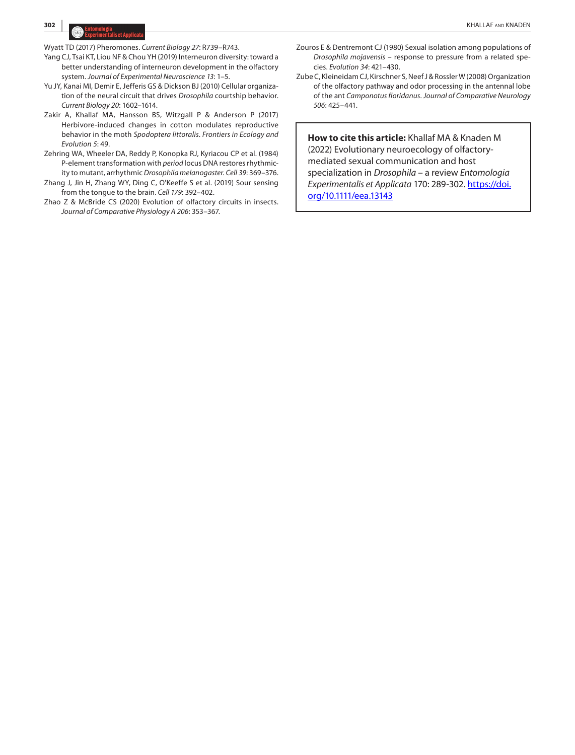Wyatt TD (2017) Pheromones. *Current Biology 27*: R739–R743.

Yang CJ, Tsai KT, Liou NF & Chou YH (2019) Interneuron diversity: toward a better understanding of interneuron development in the olfactory system. *Journal of Experimental Neuroscience 13*: 1–5.

Yu JY, Kanai MI, Demir E, Jefferis GS & Dickson BJ (2010) Cellular organization of the neural circuit that drives *Drosophila* courtship behavior. *Current Biology 20*: 1602–1614.

Zakir A, Khallaf MA, Hansson BS, Witzgall P & Anderson P (2017) Herbivore-induced changes in cotton modulates reproductive behavior in the moth *Spodoptera littoralis*. *Frontiers in Ecology and Evolution 5*: 49.

Zehring WA, Wheeler DA, Reddy P, Konopka RJ, Kyriacou CP et al. (1984) P-element transformation with *period* locus DNA restores rhythmicity to mutant, arrhythmic *Drosophila melanogaster*. *Cell 39*: 369–376.

Zhang J, Jin H, Zhang WY, Ding C, O'Keeffe S et al. (2019) Sour sensing from the tongue to the brain. *Cell 179*: 392–402.

Zhao Z & McBride CS (2020) Evolution of olfactory circuits in insects. *Journal of Comparative Physiology A 206*: 353–367.

Zouros E & Dentremont CJ (1980) Sexual isolation among populations of *Drosophila mojavensis* – response to pressure from a related species. *Evolution 34*: 421–430.

Zube C, Kleineidam CJ, Kirschner S, Neef J & Rossler W (2008) Organization of the olfactory pathway and odor processing in the antennal lobe of the ant *Camponotus floridanus*. *Journal of Comparative Neurology 506*: 425–441.

**How to cite this article:** Khallaf MA & Knaden M (2022) Evolutionary neuroecology of olfactory-mediated sexual communication and host specialization in *Drosophila* – a review *Entomologia Experimentalis et Applicata* 170: 289-302. https://doi.org/10.1111/eea.13143